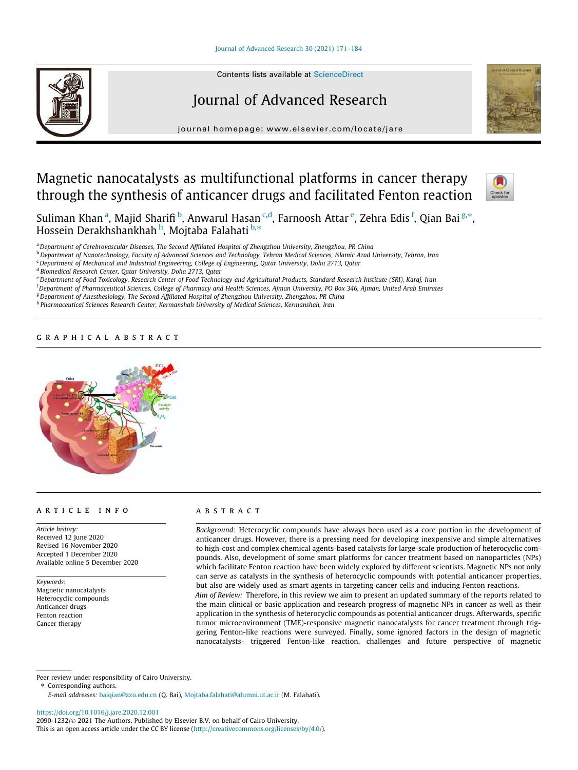# Magnetic nanocatalysts as multifunctional platforms in cancer therapy through the synthesis of anticancer drugs and facilitated Fenton reaction

Suliman Khan [a], Majid Sharifi [b], Anwarul Hasan [c,d], Farnoosh Attar [e], Zehra Edis [f], Qian Bai [g,*], Hossein Derakhshankhah [h], Mojtaba Falahati [b,*]

[a] Department of Cerebrovascular Diseases, The Second Affiliated Hospital of Zhengzhou University, Zhengzhou, PR China
[b] Department of Nanotechnology, Faculty of Advanced Sciences and Technology, Tehran Medical Sciences, Islamic Azad University, Tehran, Iran
[c] Department of Mechanical and Industrial Engineering, College of Engineering, Qatar University, Doha 2713, Qatar
[d] Biomedical Research Center, Qatar University, Doha 2713, Qatar
[e] Department of Food Toxicology, Research Center of Food Technology and Agricultural Products, Standard Research Institute (SRI), Karaj, Iran
[f] Department of Pharmaceutical Sciences, College of Pharmacy and Health Sciences, Ajman University, PO Box 346, Ajman, United Arab Emirates
[g] Department of Anesthesiology, The Second Affiliated Hospital of Zhengzhou University, Zhengzhou, PR China
[h] Pharmaceutical Sciences Research Center, Kermanshah University of Medical Sciences, Kermanshah, Iran

## GRAPHICAL ABSTRACT

## ARTICLE INFO

*Article history:*
Received 12 June 2020
Revised 16 November 2020
Accepted 1 December 2020
Available online 5 December 2020

*Keywords:*
Magnetic nanocatalysts
Heterocyclic compounds
Anticancer drugs
Fenton reaction
Cancer therapy

## ABSTRACT

*Background:* Heterocyclic compounds have always been used as a core portion in the development of anticancer drugs. However, there is a pressing need for developing inexpensive and simple alternatives to high-cost and complex chemical agents-based catalysts for large-scale production of heterocyclic compounds. Also, development of some smart platforms for cancer treatment based on nanoparticles (NPs) which facilitate Fenton reaction have been widely explored by different scientists. Magnetic NPs not only can serve as catalysts in the synthesis of heterocyclic compounds with potential anticancer properties, but also are widely used as smart agents in targeting cancer cells and inducing Fenton reactions.

*Aim of Review:* Therefore, in this review we aim to present an updated summary of the reports related to the main clinical or basic application and research progress of magnetic NPs in cancer as well as their application in the synthesis of heterocyclic compounds as potential anticancer drugs. Afterwards, specific tumor microenvironment (TME)-responsive magnetic nanocatalysts for cancer treatment through triggering Fenton-like reactions were surveyed. Finally, some ignored factors in the design of magnetic nanocatalysts- triggered Fenton-like reaction, challenges and future perspective of magnetic

Peer review under responsibility of Cairo University.
\* Corresponding authors.
*E-mail addresses:* baiqian@zzu.edu.cn (Q. Bai), Mojtaba.falahati@alumni.ut.ac.ir (M. Falahati).

https://doi.org/10.1016/j.jare.2020.12.001
2090-1232/© 2021 The Authors. Published by Elsevier B.V. on behalf of Cairo University.
This is an open access article under the CC BY license (http://creativecommons.org/licenses/by/4.0/).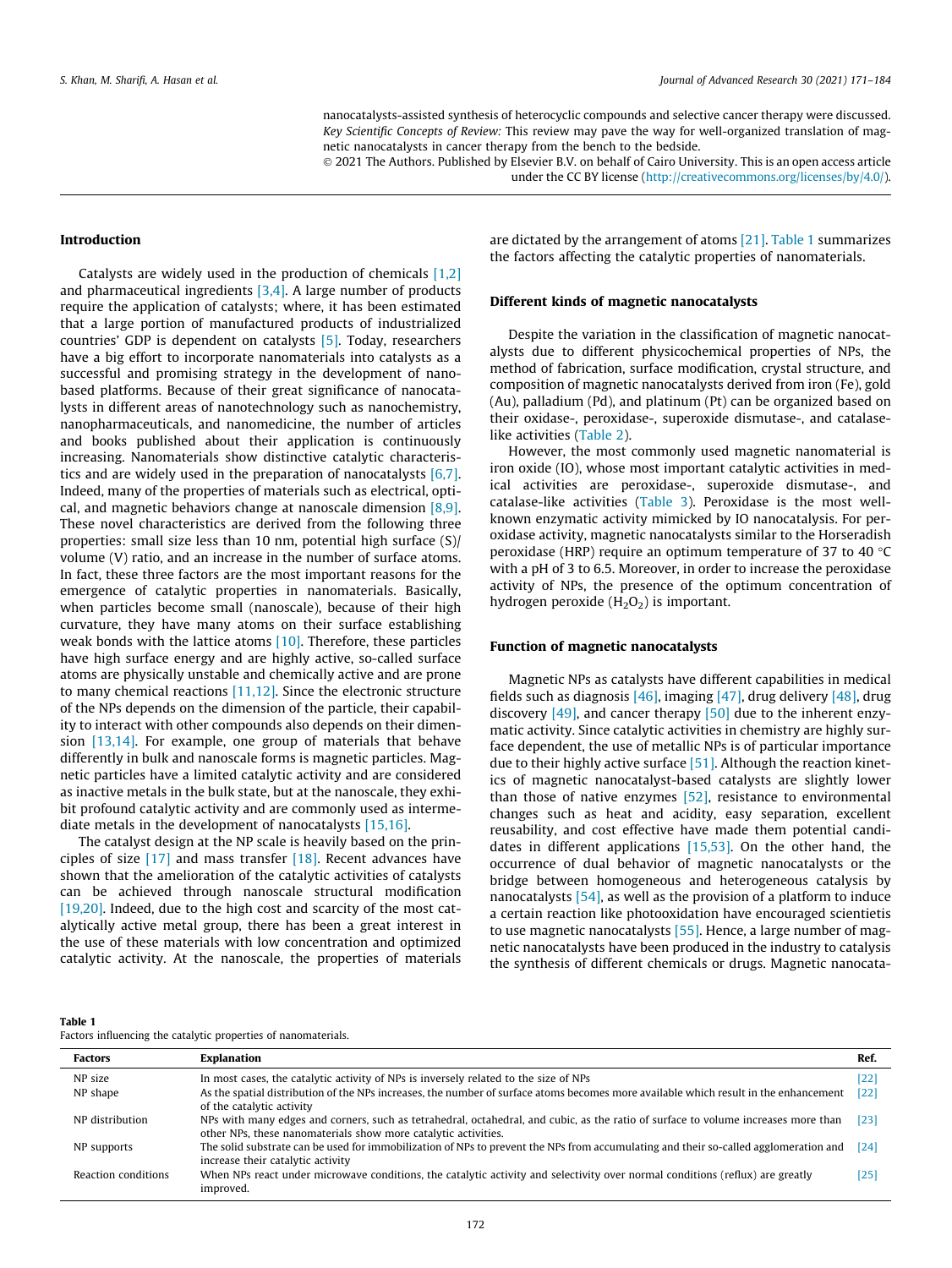nanocatalysts-assisted synthesis of heterocyclic compounds and selective cancer therapy were discussed.
*Key Scientific Concepts of Review:* This review may pave the way for well-organized translation of magnetic nanocatalysts in cancer therapy from the bench to the bedside.
© 2021 The Authors. Published by Elsevier B.V. on behalf of Cairo University. This is an open access article under the CC BY license (http://creativecommons.org/licenses/by/4.0/).

## Introduction

Catalysts are widely used in the production of chemicals [1,2] and pharmaceutical ingredients [3,4]. A large number of products require the application of catalysts; where, it has been estimated that a large portion of manufactured products of industrialized countries' GDP is dependent on catalysts [5]. Today, researchers have a big effort to incorporate nanomaterials into catalysts as a successful and promising strategy in the development of nano-based platforms. Because of their great significance of nanocatalysts in different areas of nanotechnology such as nanochemistry, nanopharmaceuticals, and nanomedicine, the number of articles and books published about their application is continuously increasing. Nanomaterials show distinctive catalytic characteristics and are widely used in the preparation of nanocatalysts [6,7]. Indeed, many of the properties of materials such as electrical, optical, and magnetic behaviors change at nanoscale dimension [8,9]. These novel characteristics are derived from the following three properties: small size less than 10 nm, potential high surface (S)/ volume (V) ratio, and an increase in the number of surface atoms. In fact, these three factors are the most important reasons for the emergence of catalytic properties in nanomaterials. Basically, when particles become small (nanoscale), because of their high curvature, they have many atoms on their surface establishing weak bonds with the lattice atoms [10]. Therefore, these particles have high surface energy and are highly active, so-called surface atoms are physically unstable and chemically active and are prone to many chemical reactions [11,12]. Since the electronic structure of the NPs depends on the dimension of the particle, their capability to interact with other compounds also depends on their dimension [13,14]. For example, one group of materials that behave differently in bulk and nanoscale forms is magnetic particles. Magnetic particles have a limited catalytic activity and are considered as inactive metals in the bulk state, but at the nanoscale, they exhibit profound catalytic activity and are commonly used as intermediate metals in the development of nanocatalysts [15,16].

The catalyst design at the NP scale is heavily based on the principles of size [17] and mass transfer [18]. Recent advances have shown that the amelioration of the catalytic activities of catalysts can be achieved through nanoscale structural modification [19,20]. Indeed, due to the high cost and scarcity of the most catalytically active metal group, there has been a great interest in the use of these materials with low concentration and optimized catalytic activity. At the nanoscale, the properties of materials are dictated by the arrangement of atoms [21]. Table 1 summarizes the factors affecting the catalytic properties of nanomaterials.

## Different kinds of magnetic nanocatalysts

Despite the variation in the classification of magnetic nanocatalysts due to different physicochemical properties of NPs, the method of fabrication, surface modification, crystal structure, and composition of magnetic nanocatalysts derived from iron (Fe), gold (Au), palladium (Pd), and platinum (Pt) can be organized based on their oxidase-, peroxidase-, superoxide dismutase-, and catalase-like activities (Table 2).

However, the most commonly used magnetic nanomaterial is iron oxide (IO), whose most important catalytic activities in medical activities are peroxidase-, superoxide dismutase-, and catalase-like activities (Table 3). Peroxidase is the most well-known enzymatic activity mimicked by IO nanocatalysis. For peroxidase activity, magnetic nanocatalysts similar to the Horseradish peroxidase (HRP) require an optimum temperature of 37 to 40 °C with a pH of 3 to 6.5. Moreover, in order to increase the peroxidase activity of NPs, the presence of the optimum concentration of hydrogen peroxide ($H_2O_2$) is important.

## Function of magnetic nanocatalysts

Magnetic NPs as catalysts have different capabilities in medical fields such as diagnosis [46], imaging [47], drug delivery [48], drug discovery [49], and cancer therapy [50] due to the inherent enzymatic activity. Since catalytic activities in chemistry are highly surface dependent, the use of metallic NPs is of particular importance due to their highly active surface [51]. Although the reaction kinetics of magnetic nanocatalyst-based catalysts are slightly lower than those of native enzymes [52], resistance to environmental changes such as heat and acidity, easy separation, excellent reusability, and cost effective have made them potential candidates in different applications [15,53]. On the other hand, the occurrence of dual behavior of magnetic nanocatalysts or the bridge between homogeneous and heterogeneous catalysis by nanocatalysts [54], as well as the provision of a platform to induce a certain reaction like photooxidation have encouraged scientietis to use magnetic nanocatalysts [55]. Hence, a large number of magnetic nanocatalysts have been produced in the industry to catalysis the synthesis of different chemicals or drugs. Magnetic nanocata-

**Table 1**
Factors influencing the catalytic properties of nanomaterials.

| Factors | Explanation | Ref. |
|---|---|---|
| NP size | In most cases, the catalytic activity of NPs is inversely related to the size of NPs | [22] |
| NP shape | As the spatial distribution of the NPs increases, the number of surface atoms becomes more available which result in the enhancement of the catalytic activity | [22] |
| NP distribution | NPs with many edges and corners, such as tetrahedral, octahedral, and cubic, as the ratio of surface to volume increases more than other NPs, these nanomaterials show more catalytic activities. | [23] |
| NP supports | The solid substrate can be used for immobilization of NPs to prevent the NPs from accumulating and their so-called agglomeration and increase their catalytic activity | [24] |
| Reaction conditions | When NPs react under microwave conditions, the catalytic activity and selectivity over normal conditions (reflux) are greatly improved. | [25] |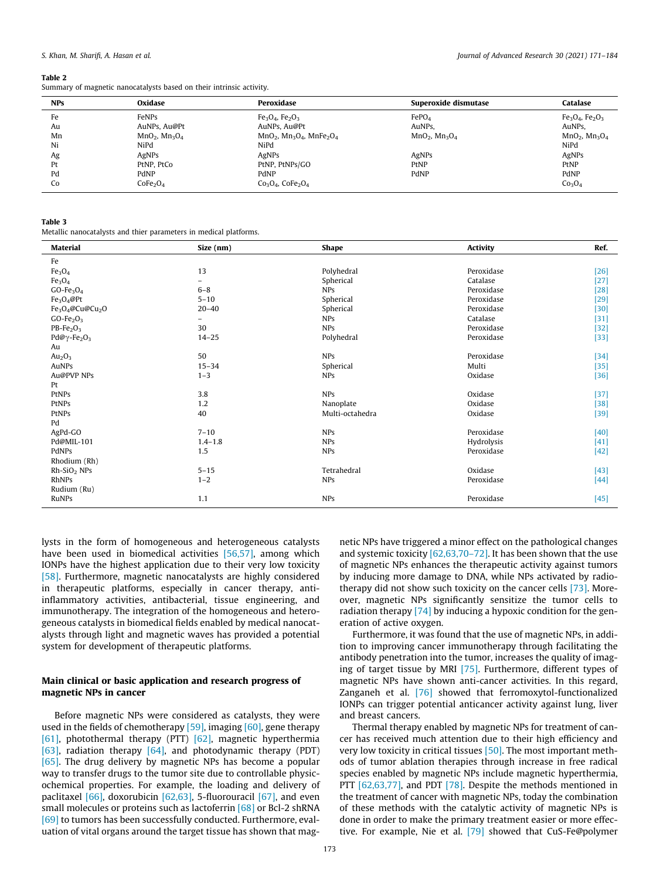**Table 2**
Summary of magnetic nanocatalysts based on their intrinsic activity.

| NPs | Oxidase | Peroxidase | Superoxide dismutase | Catalase |
|---|---|---|---|---|
| Fe | FeNPs | $Fe_3O_4$, $Fe_2O_3$ | $FePO_4$ | $Fe_3O_4$, $Fe_2O_3$ |
| Au | AuNPs, Au@Pt | AuNPs, Au@Pt | AuNPs, | AuNPs, |
| Mn | $MnO_2$, $Mn_3O_4$ | $MnO_2$, $Mn_3O_4$, $MnFe_2O_4$ | $MnO_2$, $Mn_3O_4$ | $MnO_2$, $Mn_3O_4$ |
| Ni | NiPd | NiPd | | NiPd |
| Ag | AgNPs | AgNPs | AgNPs | AgNPs |
| Pt | PtNP, PtCo | PtNP, PtNPs/GO | PtNP | PtNP |
| Pd | PdNP | PdNP | PdNP | PdNP |
| Co | $CoFe_2O_4$ | $Co_3O_4$, $CoFe_2O_4$ | | $Co_3O_4$ |

**Table 3**
Metallic nanocatalysts and thier parameters in medical platforms.

| Material | Size (nm) | Shape | Activity | Ref. |
|---|---|---|---|---|
| Fe | | | | |
| $Fe_3O_4$ | 13 | Polyhedral | Peroxidase | [26] |
| $Fe_3O_4$ | – | Spherical | Catalase | [27] |
| GO-$Fe_3O_4$ | 6–8 | NPs | Peroxidase | [28] |
| $Fe_3O_4$@Pt | 5–10 | Spherical | Peroxidase | [29] |
| $Fe_3O_4$@Cu@$Cu_2O$ | 20–40 | Spherical | Peroxidase | [30] |
| GO-$Fe_2O_3$ | – | NPs | Catalase | [31] |
| PB-$Fe_2O_3$ | 30 | NPs | Peroxidase | [32] |
| Pd@$\gamma$-$Fe_2O_3$ | 14–25 | Polyhedral | Peroxidase | [33] |
| Au | | | | |
| $Au_2O_3$ | 50 | NPs | Peroxidase | [34] |
| AuNPs | 15–34 | Spherical | Multi | [35] |
| Au@PVP NPs | 1–3 | NPs | Oxidase | [36] |
| Pt | | | | |
| PtNPs | 3.8 | NPs | Oxidase | [37] |
| PtNPs | 1.2 | Nanoplate | Oxidase | [38] |
| PtNPs | 40 | Multi-octahedra | Oxidase | [39] |
| Pd | | | | |
| AgPd-GO | 7–10 | NPs | Peroxidase | [40] |
| Pd@MIL-101 | 1.4–1.8 | NPs | Hydrolysis | [41] |
| PdNPs | 1.5 | NPs | Peroxidase | [42] |
| Rhodium (Rh) | | | | |
| Rh-$SiO_2$ NPs | 5–15 | Tetrahedral | Oxidase | [43] |
| RhNPs | 1–2 | NPs | Peroxidase | [44] |
| Rudium (Ru) | | | | |
| RuNPs | 1.1 | NPs | Peroxidase | [45] |

lysts in the form of homogeneous and heterogeneous catalysts have been used in biomedical activities [56,57], among which IONPs have the highest application due to their very low toxicity [58]. Furthermore, magnetic nanocatalysts are highly considered in therapeutic platforms, especially in cancer therapy, anti-inflammatory activities, antibacterial, tissue engineering, and immunotherapy. The integration of the homogeneous and heterogeneous catalysts in biomedical fields enabled by medical nanocatalysts through light and magnetic waves has provided a potential system for development of therapeutic platforms.

## Main clinical or basic application and research progress of magnetic NPs in cancer

Before magnetic NPs were considered as catalysts, they were used in the fields of chemotherapy [59], imaging [60], gene therapy [61], photothermal therapy (PTT) [62], magnetic hyperthermia [63], radiation therapy [64], and photodynamic therapy (PDT) [65]. The drug delivery by magnetic NPs has become a popular way to transfer drugs to the tumor site due to controllable physicochemical properties. For example, the loading and delivery of paclitaxel [66], doxorubicin [62,63], 5-fluorouracil [67], and even small molecules or proteins such as lactoferrin [68] or Bcl-2 shRNA [69] to tumors has been successfully conducted. Furthermore, evaluation of vital organs around the target tissue has shown that magnetic NPs have triggered a minor effect on the pathological changes and systemic toxicity [62,63,70–72]. It has been shown that the use of magnetic NPs enhances the therapeutic activity against tumors by inducing more damage to DNA, while NPs activated by radiotherapy did not show such toxicity on the cancer cells [73]. Moreover, magnetic NPs significantly sensitize the tumor cells to radiation therapy [74] by inducing a hypoxic condition for the generation of active oxygen.

Furthermore, it was found that the use of magnetic NPs, in addition to improving cancer immunotherapy through facilitating the antibody penetration into the tumor, increases the quality of imaging of target tissue by MRI [75]. Furthermore, different types of magnetic NPs have shown anti-cancer activities. In this regard, Zanganeh et al. [76] showed that ferromoxytol-functionalized IONPs can trigger potential anticancer activity against lung, liver and breast cancers.

Thermal therapy enabled by magnetic NPs for treatment of cancer has received much attention due to their high efficiency and very low toxicity in critical tissues [50]. The most important methods of tumor ablation therapies through increase in free radical species enabled by magnetic NPs include magnetic hyperthermia, PTT [62,63,77], and PDT [78]. Despite the methods mentioned in the treatment of cancer with magnetic NPs, today the combination of these methods with the catalytic activity of magnetic NPs is done in order to make the primary treatment easier or more effective. For example, Nie et al. [79] showed that CuS-Fe@polymer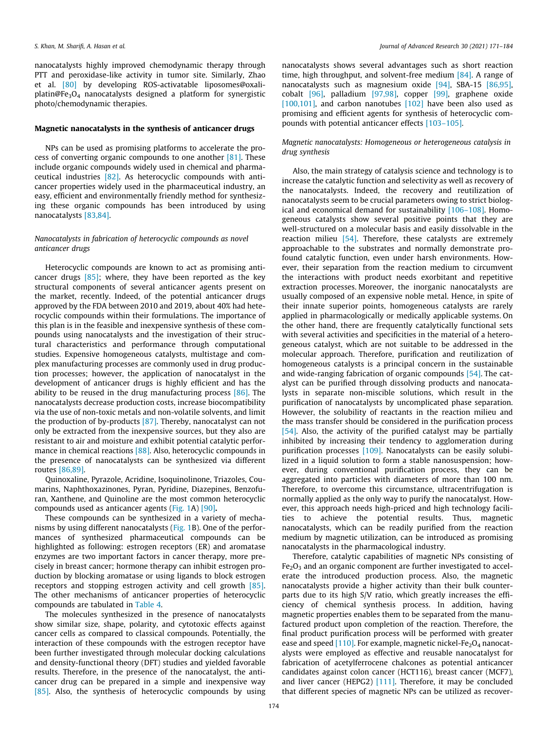nanocatalysts highly improved chemodynamic therapy through PTT and peroxidase-like activity in tumor site. Similarly, Zhao et al. [80] by developing ROS-activatable liposomes@oxaliplatin@$Fe_3O_4$ nanocatalysts designed a platform for synergistic photo/chemodynamic therapies.

## Magnetic nanocatalysts in the synthesis of anticancer drugs

NPs can be used as promising platforms to accelerate the process of converting organic compounds to one another [81]. These include organic compounds widely used in chemical and pharmaceutical industries [82]. As heterocyclic compounds with anticancer properties widely used in the pharmaceutical industry, an easy, efficient and environmentally friendly method for synthesizing these organic compounds has been introduced by using nanocatalysts [83,84].

### *Nanocatalysts in fabrication of heterocyclic compounds as novel anticancer drugs*

Heterocyclic compounds are known to act as promising anticancer drugs [85]; where, they have been reported as the key structural components of several anticancer agents present on the market, recently. Indeed, of the potential anticancer drugs approved by the FDA between 2010 and 2019, about 40% had heterocyclic compounds within their formulations. The importance of this plan is in the feasible and inexpensive synthesis of these compounds using nanocatalysts and the investigation of their structural characteristics and performance through computational studies. Expensive homogeneous catalysts, multistage and complex manufacturing processes are commonly used in drug production processes; however, the application of nanocatalyst in the development of anticancer drugs is highly efficient and has the ability to be reused in the drug manufacturing process [86]. The nanocatalysts decrease production costs, increase biocompatibility via the use of non-toxic metals and non-volatile solvents, and limit the production of by-products [87]. Thereby, nanocatalyst can not only be extracted from the inexpensive sources, but they also are resistant to air and moisture and exhibit potential catalytic performance in chemical reactions [88]. Also, heterocyclic compounds in the presence of nanocatalysts can be synthesized via different routes [86,89].

Quinoxaline, Pyrazole, Acridine, Isoquinolinone, Triazoles, Coumarins, Naphthoxazinones, Pyran, Pyridine, Diazepines, Benzofuran, Xanthene, and Quinoline are the most common heterocyclic compounds used as anticancer agents (Fig. 1A) [90].

These compounds can be synthesized in a variety of mechanisms by using different nanocatalysts (Fig. 1B). One of the performances of synthesized pharmaceutical compounds can be highlighted as following: estrogen receptors (ER) and aromatase enzymes are two important factors in cancer therapy, more precisely in breast cancer; hormone therapy can inhibit estrogen production by blocking aromatase or using ligands to block estrogen receptors and stopping estrogen activity and cell growth [85]. The other mechanisms of anticancer properties of heterocyclic compounds are tabulated in Table 4.

The molecules synthesized in the presence of nanocatalysts show similar size, shape, polarity, and cytotoxic effects against cancer cells as compared to classical compounds. Potentially, the interaction of these compounds with the estrogen receptor have been further investigated through molecular docking calculations and density-functional theory (DFT) studies and yielded favorable results. Therefore, in the presence of the nanocatalyst, the anticancer drug can be prepared in a simple and inexpensive way [85]. Also, the synthesis of heterocyclic compounds by using nanocatalysts shows several advantages such as short reaction time, high throughput, and solvent-free medium [84]. A range of nanocatalysts such as magnesium oxide [94], SBA-15 [86,95], cobalt [96], palladium [97,98], copper [99], graphene oxide [100,101], and carbon nanotubes [102] have been also used as promising and efficient agents for synthesis of heterocyclic compounds with potential anticancer effects [103–105].

### *Magnetic nanocatalysts: Homogeneous or heterogeneous catalysis in drug synthesis*

Also, the main strategy of catalysis science and technology is to increase the catalytic function and selectivity as well as recovery of the nanocatalysts. Indeed, the recovery and reutilization of nanocatalysts seem to be crucial parameters owing to strict biological and economical demand for sustainability [106–108]. Homogeneous catalysts show several positive points that they are well-structured on a molecular basis and easily dissolvable in the reaction milieu [54]. Therefore, these catalysts are extremely approachable to the substrates and normally demonstrate profound catalytic function, even under harsh environments. However, their separation from the reaction medium to circumvent the interactions with product needs exorbitant and repetitive extraction processes. Moreover, the inorganic nanocatalysts are usually composed of an expensive noble metal. Hence, in spite of their innate superior points, homogeneous catalysts are rarely applied in pharmacologically or medically applicable systems. On the other hand, there are frequently catalytically functional sets with several activities and specificities in the material of a heterogeneous catalyst, which are not suitable to be addressed in the molecular approach. Therefore, purification and reutilization of homogeneous catalysts is a principal concern in the sustainable and wide-ranging fabrication of organic compounds [54]. The catalyst can be purified through dissolving products and nanocatalysts in separate non-miscible solutions, which result in the purification of nanocatalysts by uncomplicated phase separation. However, the solubility of reactants in the reaction milieu and the mass transfer should be considered in the purification process [54]. Also, the activity of the purified catalyst may be partially inhibited by increasing their tendency to agglomeration during purification processes [109]. Nanocatalysts can be easily solubilized in a liquid solution to form a stable nanosuspension; however, during conventional purification process, they can be aggregated into particles with diameters of more than 100 nm. Therefore, to overcome this circumstance, ultracentrifugation is normally applied as the only way to purify the nanocatalyst. However, this approach needs high-priced and high technology facilities to achieve the potential results. Thus, magnetic nanocatalysts, which can be readily purified from the reaction medium by magnetic utilization, can be introduced as promising nanocatalysts in the pharmacological industry.

Therefore, catalytic capabilities of magnetic NPs consisting of $Fe_2O_3$ and an organic component are further investigated to accelerate the introduced production process. Also, the magnetic nanocatalysts provide a higher activity than their bulk counterparts due to its high S/V ratio, which greatly increases the efficiency of chemical synthesis process. In addition, having magnetic properties enables them to be separated from the manufactured product upon completion of the reaction. Therefore, the final product purification process will be performed with greater ease and speed [110]. For example, magnetic nickel-$Fe_2O_4$ nanocatalysts were employed as effective and reusable nanocatalyst for fabrication of acetylferrocene chalcones as potential anticancer candidates against colon cancer (HCT116), breast cancer (MCF7), and liver cancer (HEPG2) [111]. Therefore, it may be concluded that different species of magnetic NPs can be utilized as recover-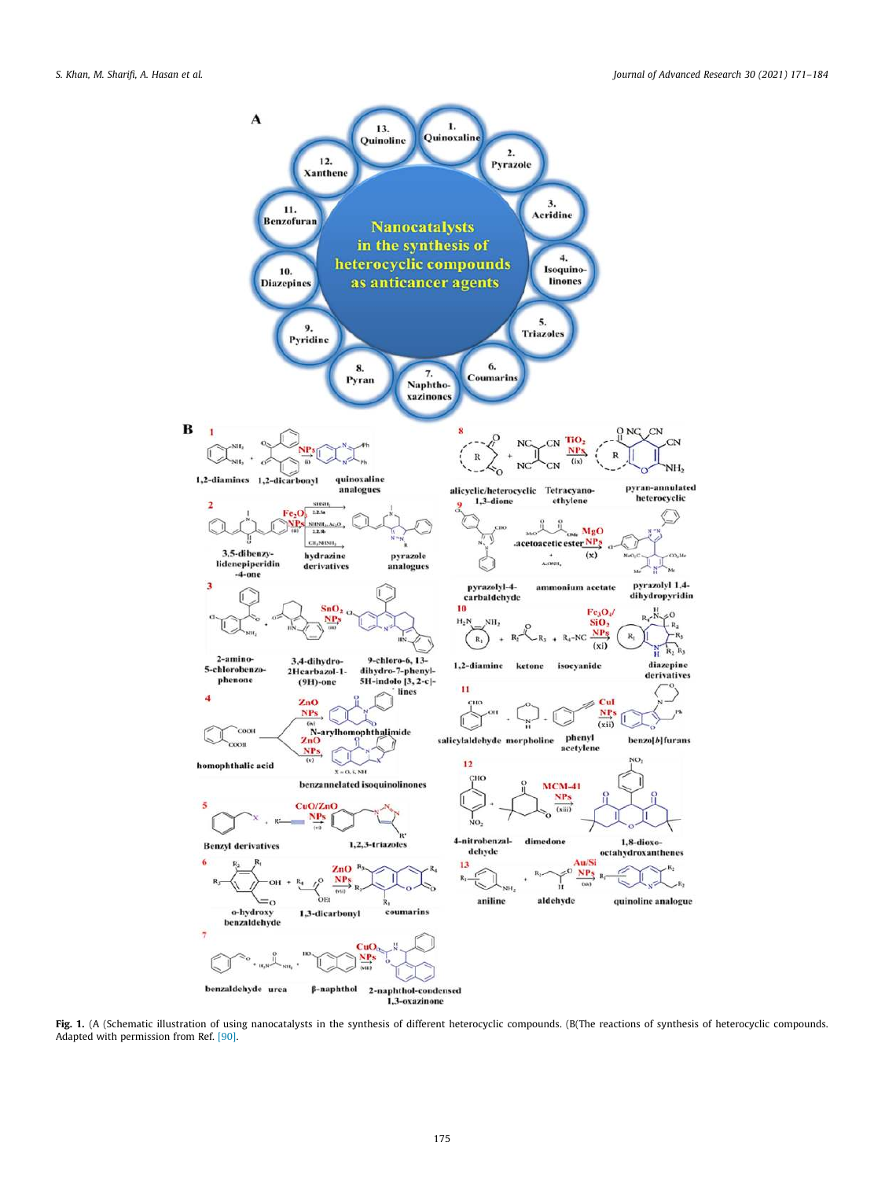Fig. 1. (A (Schematic illustration of using nanocatalysts in the synthesis of different heterocyclic compounds. (B(The reactions of synthesis of heterocyclic compounds. Adapted with permission from Ref. [90].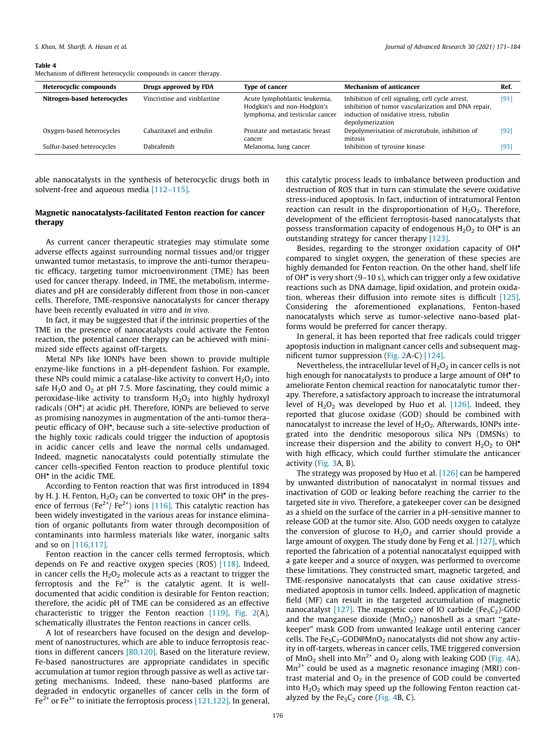**Table 4**
Mechanism of different heterocyclic compounds in cancer therapy.

| Heterocyclic compounds | Drugs approved by FDA | Type of cancer | Mechanism of anticancer | Ref. |
|---|---|---|---|---|
| **Nitrogen-based heterocycles** | Vincristine and vinblastine | Acute lymphoblastic leukemia, Hodgkin's and non-Hodgkin's lymphoma, and testicular cancer | Inhibition of cell signaling, cell cycle arrest, inhibition of tumor vascularization and DNA repair, induction of oxidative stress, tubulin depolymerization | [91] |
| Oxygen-based heterocycles | Cabazitaxel and eribulin | Prostate and metastatic breast cancer | Depolymerisation of microtubule, inhibition of mitosis | [92] |
| Sulfur-based heterocycles | Dabrafenib | Melanoma, lung cancer | Inhibition of tyrosine kinase | [93] |

able nanocatalysts in the synthesis of heterocyclic drugs both in solvent-free and aqueous media [112–115].

## Magnetic nanocatalysts-facilitated Fenton reaction for cancer therapy

As current cancer therapeutic strategies may stimulate some adverse effects against surrounding normal tissues and/or trigger unwanted tumor metastasis, to improve the anti-tumor therapeutic efficacy, targeting tumor microenvironment (TME) has been used for cancer therapy. Indeed, in TME, the metabolism, intermediates and pH are considerably different from those in non-cancer cells. Therefore, TME-responsive nanocatalysts for cancer therapy have been recently evaluated *in vitro* and *in vivo*.

In fact, it may be suggested that if the intrinsic properties of the TME in the presence of nanocatalysts could activate the Fenton reaction, the potential cancer therapy can be achieved with minimized side effects against off-targets.

Metal NPs like IONPs have been shown to provide multiple enzyme-like functions in a pH-dependent fashion. For example, these NPs could mimic a catalase-like activity to convert $H_2O_2$ into safe $H_2O$ and $O_2$ at pH 7.5. More fascinating, they could mimic a peroxidase-like activity to transform $H_2O_2$ into highly hydroxyl radicals ($OH^{\bullet}$) at acidic pH. Therefore, IONPs are believed to serve as promising nanozymes in augmentation of the anti-tumor therapeutic efficacy of $OH^{\bullet}$, because such a site-selective production of the highly toxic radicals could trigger the induction of apoptosis in acidic cancer cells and leave the normal cells undamaged. Indeed, magnetic nanocatalysts could potentially stimulate the cancer cells-specified Fenton reaction to produce plentiful toxic $OH^{\bullet}$ in the acidic TME.

According to Fenton reaction that was first introduced in 1894 by H. J. H. Fenton, $H_2O_2$ can be converted to toxic $OH^{\bullet}$ in the presence of ferrous ($Fe^{2+}$/ $Fe^{2+}$) ions [116]. This catalytic reaction has been widely investigated in the various areas for instance elimination of organic pollutants from water through decomposition of contaminants into harmless materials like water, inorganic salts and so on [116,117].

Fenton reaction in the cancer cells termed ferroptosis, which depends on Fe and reactive oxygen species (ROS) [118]. Indeed, in cancer cells the $H_2O_2$ molecule acts as a reactant to trigger the ferroptosis and the $Fe^{2+}$ is the catalytic agent. It is well-documented that acidic condition is desirable for Fenton reaction; therefore, the acidic pH of TME can be considered as an effective characteristic to trigger the Fenton reaction [119]. Fig. 2(A), schematically illustrates the Fenton reactions in cancer cells.

A lot of researchers have focused on the design and development of nanostructures, which are able to induce ferroptosis reactions in different cancers [80,120]. Based on the literature review, Fe-based nanostructures are appropriate candidates in specific accumulation at tumor region through passive as well as active targeting mechanisms. Indeed, these nano-based platforms are degraded in endocytic organelles of cancer cells in the form of $Fe^{2+}$ or $Fe^{3+}$ to initiate the ferroptosis process [121,122]. In general, this catalytic process leads to imbalance between production and destruction of ROS that in turn can stimulate the severe oxidative stress-induced apoptosis. In fact, induction of intratumoral Fenton reaction can result in the disproportionation of $H_2O_2$. Therefore, development of the efficient ferroptosis-based nanocatalysts that possess transformation capacity of endogenous $H_2O_2$ to $OH^{\bullet}$ is an outstanding strategy for cancer therapy [123].

Besides, regarding to the stronger oxidation capacity of $OH^{\bullet}$ compared to singlet oxygen, the generation of these species are highly demanded for Fenton reaction. On the other hand, shelf life of $OH^{\bullet}$ is very short (9–10 s), which can trigger only a few oxidative reactions such as DNA damage, lipid oxidation, and protein oxidation, whereas their diffusion into remote sites is difficult [125]. Considering the aforementioned explanations, Fenton-based nanocatalysts which serve as tumor-selective nano-based platforms would be preferred for cancer therapy.

In general, it has been reported that free radicals could trigger apoptosis induction in malignant cancer cells and subsequent magnificent tumor suppression (Fig. 2A-C) [124].

Nevertheless, the intracellular level of $H_2O_2$ in cancer cells is not high enough for nanocatalysts to produce a large amount of $OH^{\bullet}$ to ameliorate Fenton chemical reaction for nanocatalytic tumor therapy. Therefore, a satisfactory approach to increase the intratumoral level of $H_2O_2$ was developed by Huo et al. [126]. Indeed, they reported that glucose oxidase (GOD) should be combined with nanocatalyst to increase the level of $H_2O_2$. Afterwards, IONPs integrated into the dendritic mesoporous silica NPs (DMSNs) to increase their dispersion and the ability to convert $H_2O_2$ to $OH^{\bullet}$ with high efficacy, which could further stimulate the anticancer activity (Fig. 3A, B).

The strategy was proposed by Huo et al. [126] can be hampered by unwanted distribution of nanocatalyst in normal tissues and inactivation of GOD or leaking before reaching the carrier to the targeted site *in vivo*. Therefore, a gatekeeper cover can be designed as a shield on the surface of the carrier in a pH-sensitive manner to release GOD at the tumor site. Also, GOD needs oxygen to catalyze the conversion of glucose to $H_2O_2$ and carrier should provide a large amount of oxygen. The study done by Feng et al. [127], which reported the fabrication of a potential nanocatalyst equipped with a gate keeper and a source of oxygen, was performed to overcome these limitations. They constructed smart, magnetic targeted, and TME-responsive nanocatalysts that can cause oxidative stress-mediated apoptosis in tumor cells. Indeed, application of magnetic field (MF) can result in the targeted accumulation of magnetic nanocatalyst [127]. The magnetic core of IO carbide ($Fe_5C_2$)-GOD and the manganese dioxide ($MnO_2$) nanoshell as a smart "gatekeeper" mask GOD from unwanted leakage until entering cancer cells. The $Fe_5C_2$-GOD@$MnO_2$ nanocatalysts did not show any activity in off-targets, whereas in cancer cells, TME triggered conversion of $MnO_2$ shell into $Mn^{2+}$ and $O_2$ along with leaking GOD (Fig. 4A). $Mn^{2+}$ could be used as a magnetic resonance imaging (MRI) contrast material and $O_2$ in the presence of GOD could be converted into $H_2O_2$ which may speed up the following Fenton reaction catalyzed by the $Fe_5C_2$ core (Fig. 4B, C).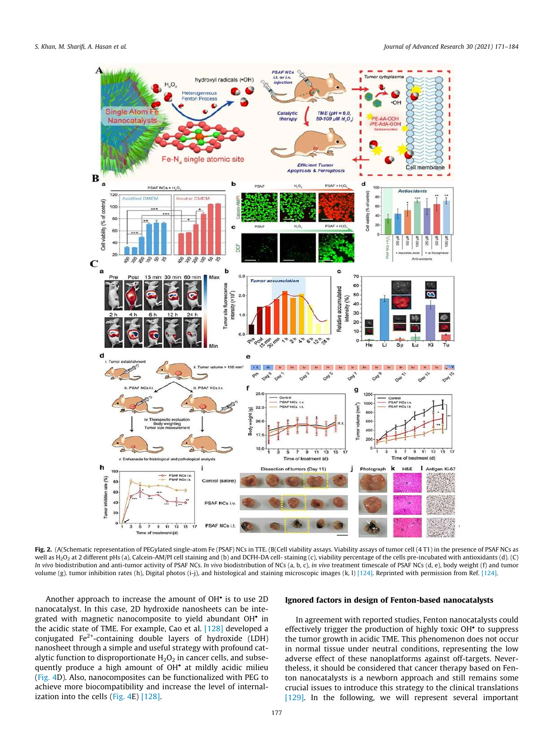Fig. 2. (A(Schematic representation of PEGylated single-atom Fe (PSAF) NCs in TTE. (B(Cell viability assays. Viability assays of tumor cell (4 T1) in the presence of PSAF NCs as well as $H_2O_2$ at 2 different pHs (a), Calcein-AM/PI cell staining and (b) and DCFH-DA cell- staining (c), viability percentage of the cells pre-incubated with antioxidants (d). (C) *In vivo* biodistribution and anti-tumor activity of PSAF NCs. *In vivo* biodistribution of NCs (a, b, c), *in vivo* treatment timescale of PSAF NCs (d, e), body weight (f) and tumor volume (g). tumor inhibition rates (h), Digital photos (i-j), and histological and staining microscopic images (k, l) [124]. Reprinted with permission from Ref. [124].

Another approach to increase the amount of $OH^{\bullet}$ is to use 2D nanocatalyst. In this case, 2D hydroxide nanosheets can be integrated with magnetic nanocomposite to yield abundant $OH^{\bullet}$ in the acidic state of TME. For example, Cao et al. [128] developed a conjugated $Fe^{2+}$-containing double layers of hydroxide (LDH) nanosheet through a simple and useful strategy with profound catalytic function to disproportionate $H_2O_2$ in cancer cells, and subsequently produce a high amount of $OH^{\bullet}$ at mildly acidic milieu (Fig. 4D). Also, nanocomposites can be functionalized with PEG to achieve more biocompatibility and increase the level of internalization into the cells (Fig. 4E) [128].

## Ignored factors in design of Fenton-based nanocatalysts

In agreement with reported studies, Fenton nanocatalysts could effectively trigger the production of highly toxic $OH^{\bullet}$ to suppress the tumor growth in acidic TME. This phenomenon does not occur in normal tissue under neutral conditions, representing the low adverse effect of these nanoplatforms against off-targets. Nevertheless, it should be considered that cancer therapy based on Fenton nanocatalysts is a newborn approach and still remains some crucial issues to introduce this strategy to the clinical translations [129]. In the following, we will represent several important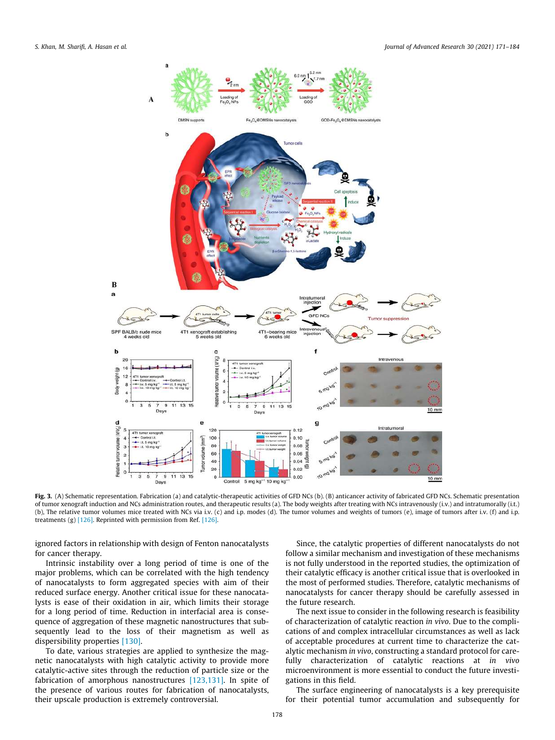**Fig. 3.** (A) Schematic representation. Fabrication (a) and catalytic-therapeutic activities of GFD NCs (b). (B) anticancer activity of fabricated GFD NCs. Schematic presentation of tumor xenograft induction and NCs administration routes, and therapeutic results (a). The body weights after treating with NCs intravenously (i.v.) and intratumorally (i.t.) (b), The relative tumor volumes mice treated with NCs via i.v. (c) and i.p. modes (d). The tumor volumes and weights of tumors (e), image of tumors after i.v. (f) and i.p. treatments (g) [126]. Reprinted with permission from Ref. [126].

ignored factors in relationship with design of Fenton nanocatalysts for cancer therapy.

Intrinsic instability over a long period of time is one of the major problems, which can be correlated with the high tendency of nanocatalysts to form aggregated species with aim of their reduced surface energy. Another critical issue for these nanocatalysts is ease of their oxidation in air, which limits their storage for a long period of time. Reduction in interfacial area is consequence of aggregation of these magnetic nanostructures that subsequently lead to the loss of their magnetism as well as dispersibility properties [130].

To date, various strategies are applied to synthesize the magnetic nanocatalysts with high catalytic activity to provide more catalytic-active sites through the reduction of particle size or the fabrication of amorphous nanostructures [123,131]. In spite of the presence of various routes for fabrication of nanocatalysts, their upscale production is extremely controversial.

Since, the catalytic properties of different nanocatalysts do not follow a similar mechanism and investigation of these mechanisms is not fully understood in the reported studies, the optimization of their catalytic efficacy is another critical issue that is overlooked in the most of performed studies. Therefore, catalytic mechanisms of nanocatalysts for cancer therapy should be carefully assessed in the future research.

The next issue to consider in the following research is feasibility of characterization of catalytic reaction *in vivo*. Due to the complications of and complex intracellular circumstances as well as lack of acceptable procedures at current time to characterize the catalytic mechanism *in vivo*, constructing a standard protocol for carefully characterization of catalytic reactions at *in vivo* microenvironment is more essential to conduct the future investigations in this field.

The surface engineering of nanocatalysts is a key prerequisite for their potential tumor accumulation and subsequently for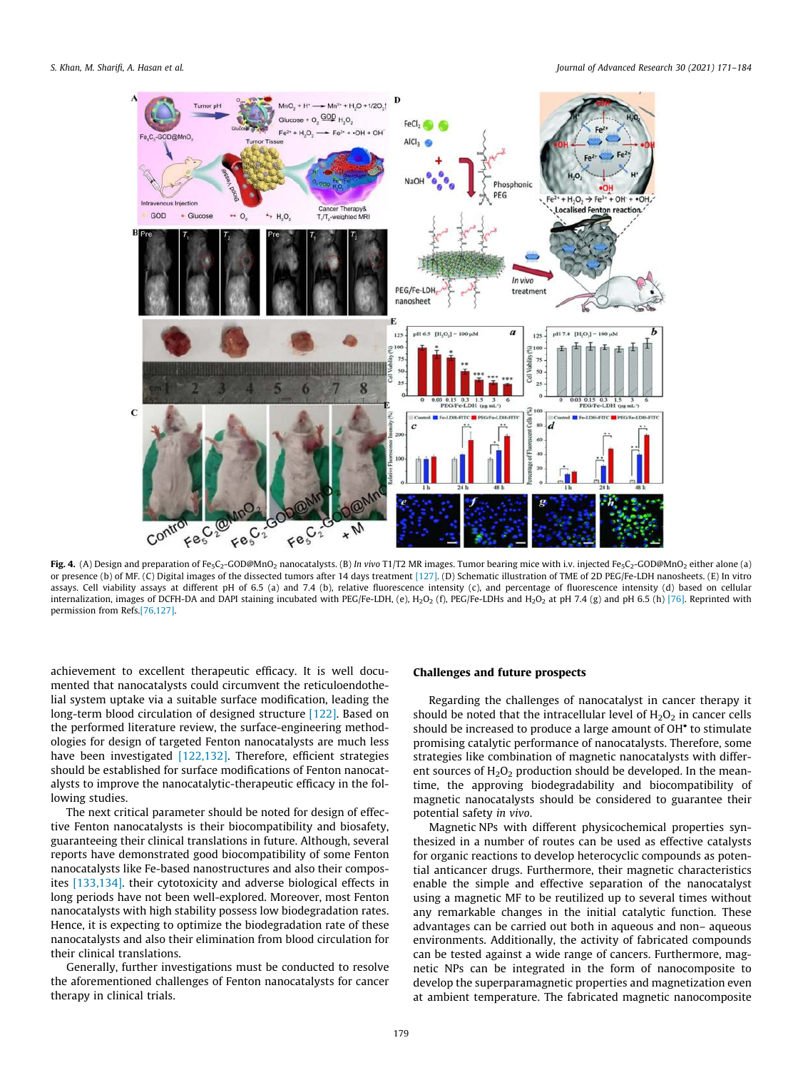**Fig. 4.** (A) Design and preparation of $Fe_5C_2$-GOD@$MnO_2$ nanocatalysts. (B) *In vivo* T1/T2 MR images. Tumor bearing mice with i.v. injected $Fe_5C_2$-GOD@$MnO_2$ either alone (a) or presence (b) of MF. (C) Digital images of the dissected tumors after 14 days treatment [127]. (D) Schematic illustration of TME of 2D PEG/Fe-LDH nanosheets. (E) In vitro assays. Cell viability assays at different pH of 6.5 (a) and 7.4 (b), relative fluorescence intensity (c), and percentage of fluorescence intensity (d) based on cellular internalization, images of DCFH-DA and DAPI staining incubated with PEG/Fe-LDH, (e), $H_2O_2$ (f), PEG/Fe-LDHs and $H_2O_2$ at pH 7.4 (g) and pH 6.5 (h) [76]. Reprinted with permission from Refs.[76,127].

achievement to excellent therapeutic efficacy. It is well documented that nanocatalysts could circumvent the reticuloendothelial system uptake via a suitable surface modification, leading the long-term blood circulation of designed structure [122]. Based on the performed literature review, the surface-engineering methodologies for design of targeted Fenton nanocatalysts are much less have been investigated [122,132]. Therefore, efficient strategies should be established for surface modifications of Fenton nanocatalysts to improve the nanocatalytic-therapeutic efficacy in the following studies.

The next critical parameter should be noted for design of effective Fenton nanocatalysts is their biocompatibility and biosafety, guaranteeing their clinical translations in future. Although, several reports have demonstrated good biocompatibility of some Fenton nanocatalysts like Fe-based nanostructures and also their composites [133,134]. their cytotoxicity and adverse biological effects in long periods have not been well-explored. Moreover, most Fenton nanocatalysts with high stability possess low biodegradation rates. Hence, it is expecting to optimize the biodegradation rate of these nanocatalysts and also their elimination from blood circulation for their clinical translations.

Generally, further investigations must be conducted to resolve the aforementioned challenges of Fenton nanocatalysts for cancer therapy in clinical trials.

## Challenges and future prospects

Regarding the challenges of nanocatalyst in cancer therapy it should be noted that the intracellular level of $H_2O_2$ in cancer cells should be increased to produce a large amount of $OH^{\bullet}$ to stimulate promising catalytic performance of nanocatalysts. Therefore, some strategies like combination of magnetic nanocatalysts with different sources of $H_2O_2$ production should be developed. In the meantime, the approving biodegradability and biocompatibility of magnetic nanocatalysts should be considered to guarantee their potential safety *in vivo*.

Magnetic NPs with different physicochemical properties synthesized in a number of routes can be used as effective catalysts for organic reactions to develop heterocyclic compounds as potential anticancer drugs. Furthermore, their magnetic characteristics enable the simple and effective separation of the nanocatalyst using a magnetic MF to be reutilized up to several times without any remarkable changes in the initial catalytic function. These advantages can be carried out both in aqueous and non– aqueous environments. Additionally, the activity of fabricated compounds can be tested against a wide range of cancers. Furthermore, magnetic NPs can be integrated in the form of nanocomposite to develop the superparamagnetic properties and magnetization even at ambient temperature. The fabricated magnetic nanocomposite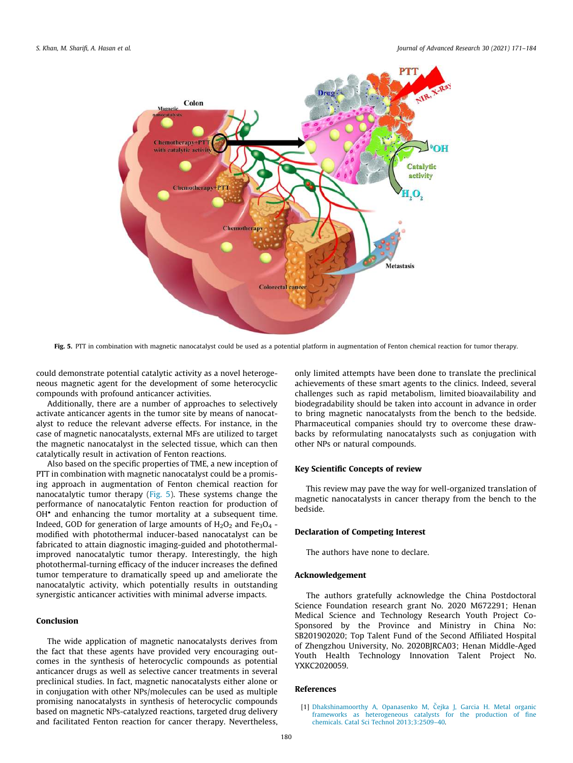Fig. 5. PTT in combination with magnetic nanocatalyst could be used as a potential platform in augmentation of Fenton chemical reaction for tumor therapy.

could demonstrate potential catalytic activity as a novel heterogeneous magnetic agent for the development of some heterocyclic compounds with profound anticancer activities.

Additionally, there are a number of approaches to selectively activate anticancer agents in the tumor site by means of nanocatalyst to reduce the relevant adverse effects. For instance, in the case of magnetic nanocatalysts, external MFs are utilized to target the magnetic nanocatalyst in the selected tissue, which can then catalytically result in activation of Fenton reactions.

Also based on the specific properties of TME, a new inception of PTT in combination with magnetic nanocatalyst could be a promising approach in augmentation of Fenton chemical reaction for nanocatalytic tumor therapy (Fig. 5). These systems change the performance of nanocatalytic Fenton reaction for production of $OH^{\bullet}$ and enhancing the tumor mortality at a subsequent time. Indeed, GOD for generation of large amounts of $H_2O_2$ and $Fe_3O_4$ -modified with photothermal inducer-based nanocatalyst can be fabricated to attain diagnostic imaging-guided and photothermal-improved nanocatalytic tumor therapy. Interestingly, the high photothermal-turning efficacy of the inducer increases the defined tumor temperature to dramatically speed up and ameliorate the nanocatalytic activity, which potentially results in outstanding synergistic anticancer activities with minimal adverse impacts.

## Conclusion

The wide application of magnetic nanocatalysts derives from the fact that these agents have provided very encouraging outcomes in the synthesis of heterocyclic compounds as potential anticancer drugs as well as selective cancer treatments in several preclinical studies. In fact, magnetic nanocatalysts either alone or in conjugation with other NPs/molecules can be used as multiple promising nanocatalysts in synthesis of heterocyclic compounds based on magnetic NPs-catalyzed reactions, targeted drug delivery and facilitated Fenton reaction for cancer therapy. Nevertheless, only limited attempts have been done to translate the preclinical achievements of these smart agents to the clinics. Indeed, several challenges such as rapid metabolism, limited bioavailability and biodegradability should be taken into account in advance in order to bring magnetic nanocatalysts from the bench to the bedside. Pharmaceutical companies should try to overcome these drawbacks by reformulating nanocatalysts such as conjugation with other NPs or natural compounds.

## Key Scientific Concepts of review

This review may pave the way for well-organized translation of magnetic nanocatalysts in cancer therapy from the bench to the bedside.

## Declaration of Competing Interest

The authors have none to declare.

## Acknowledgement

The authors gratefully acknowledge the China Postdoctoral Science Foundation research grant No. 2020 M672291; Henan Medical Science and Technology Research Youth Project Co-Sponsored by the Province and Ministry in China No: SB201902020; Top Talent Fund of the Second Affiliated Hospital of Zhengzhou University, No. 2020BJRCA03; Henan Middle-Aged Youth Health Technology Innovation Talent Project No. YXKC2020059.

## References

[1] Dhakshinamoorthy A, Opanasenko M, Čejka J, Garcia H. Metal organic frameworks as heterogeneous catalysts for the production of fine chemicals. Catal Sci Technol 2013;3:2509–40.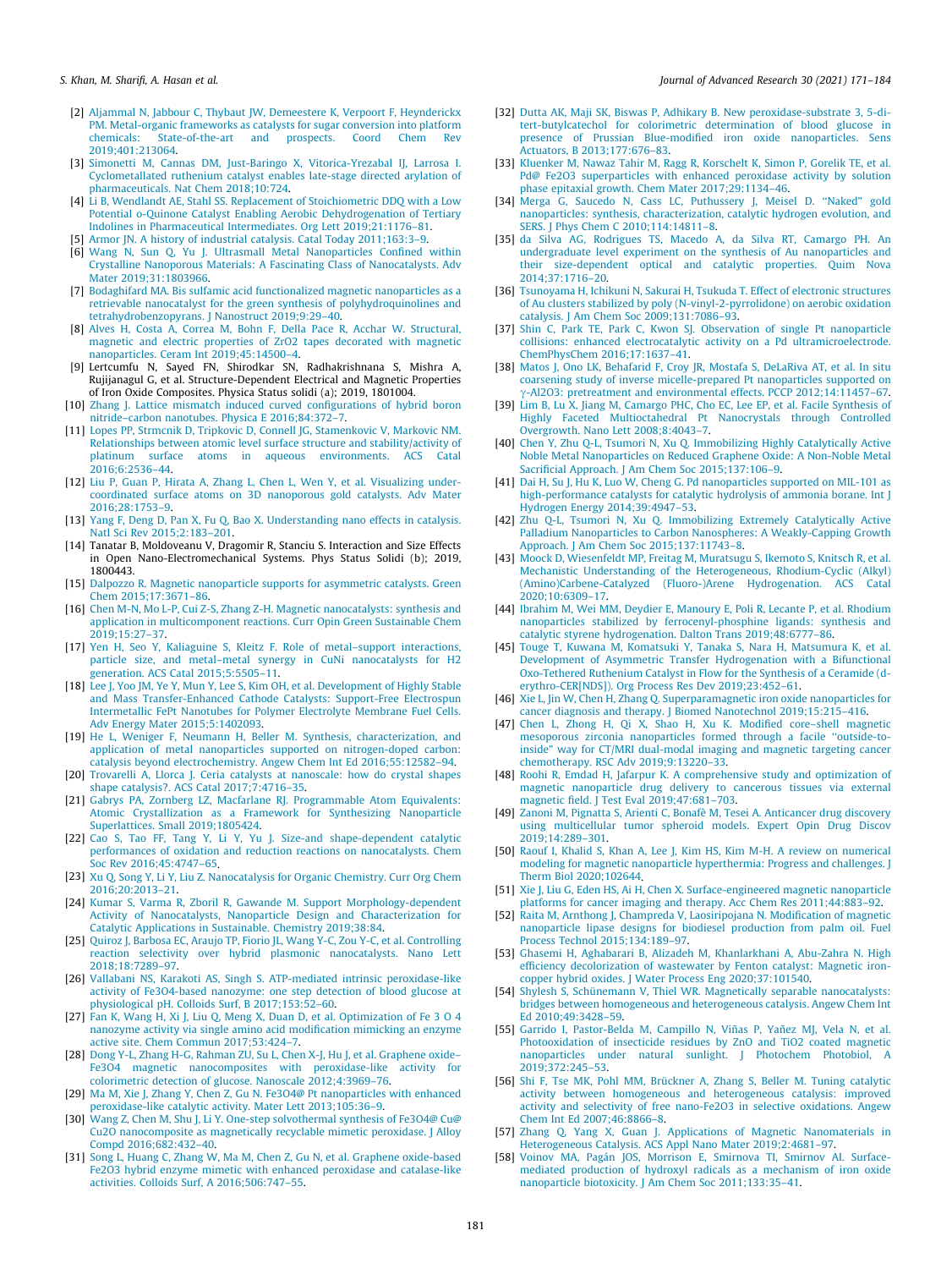[2] Aljammal N, Jabbour C, Thybaut JW, Demeestere K, Verpoort F, Heynderickx PM. Metal-organic frameworks as catalysts for sugar conversion into platform chemicals: State-of-the-art and prospects. Coord Chem Rev 2019;401:213064.

[3] Simonetti M, Cannas DM, Just-Baringo X, Vitorica-Yrezabal IJ, Larrosa I. Cyclometallated ruthenium catalyst enables late-stage directed arylation of pharmaceuticals. Nat Chem 2018;10:724.

[4] Li B, Wendlandt AE, Stahl SS. Replacement of Stoichiometric DDQ with a Low Potential o-Quinone Catalyst Enabling Aerobic Dehydrogenation of Tertiary Indolines in Pharmaceutical Intermediates. Org Lett 2019;21:1176–81.

[5] Armor JN. A history of industrial catalysis. Catal Today 2011;163:3–9.

[6] Wang N, Sun Q, Yu J. Ultrasmall Metal Nanoparticles Confined within Crystalline Nanoporous Materials: A Fascinating Class of Nanocatalysts. Adv Mater 2019;31:1803966.

[7] Bodaghifard MA. Bis sulfamic acid functionalized magnetic nanoparticles as a retrievable nanocatalyst for the green synthesis of polyhydroquinolines and tetrahydrobenzopyrans. J Nanostruct 2019;9:29–40.

[8] Alves H, Costa A, Correa M, Bohn F, Della Pace R, Acchar W. Structural, magnetic and electric properties of ZrO2 tapes decorated with magnetic nanoparticles. Ceram Int 2019;45:14500–4.

[9] Lertcumfu N, Sayed FN, Shirodkar SN, Radhakrishnana S, Mishra A, Rujijanagul G, et al. Structure-Dependent Electrical and Magnetic Properties of Iron Oxide Composites. Physica Status solidi (a); 2019, 1801004.

[10] Zhang J. Lattice mismatch induced curved configurations of hybrid boron nitride–carbon nanotubes. Physica E 2016;84:372–7.

[11] Lopes PP, Strmcnik D, Tripkovic D, Connell JG, Stamenkovic V, Markovic NM. Relationships between atomic level surface structure and stability/activity of platinum surface atoms in aqueous environments. ACS Catal 2016;6:2536–44.

[12] Liu P, Guan P, Hirata A, Zhang L, Chen L, Wen Y, et al. Visualizing under-coordinated surface atoms on 3D nanoporous gold catalysts. Adv Mater 2016;28:1753–9.

[13] Yang F, Deng D, Pan X, Fu Q, Bao X. Understanding nano effects in catalysis. Natl Sci Rev 2015;2:183–201.

[14] Tanatar B, Moldoveanu V, Dragomir R, Stanciu S. Interaction and Size Effects in Open Nano-Electromechanical Systems. Phys Status Solidi (b); 2019, 1800443.

[15] Dalpozzo R. Magnetic nanoparticle supports for asymmetric catalysts. Green Chem 2015;17:3671–86.

[16] Chen M-N, Mo L-P, Cui Z-S, Zhang Z-H. Magnetic nanocatalysts: synthesis and application in multicomponent reactions. Curr Opin Green Sustainable Chem 2019;15:27–37.

[17] Yen H, Seo Y, Kaliaguine S, Kleitz F. Role of metal–support interactions, particle size, and metal–metal synergy in CuNi nanocatalysts for H2 generation. ACS Catal 2015;5:5505–11.

[18] Lee J, Yoo JM, Ye Y, Mun Y, Lee S, Kim OH, et al. Development of Highly Stable and Mass Transfer-Enhanced Cathode Catalysts: Support-Free Electrospun Intermetallic FePt Nanotubes for Polymer Electrolyte Membrane Fuel Cells. Adv Energy Mater 2015;5:1402093.

[19] He L, Weniger F, Neumann H, Beller M. Synthesis, characterization, and application of metal nanoparticles supported on nitrogen-doped carbon: catalysis beyond electrochemistry. Angew Chem Int Ed 2016;55:12582–94.

[20] Trovarelli A, Llorca J. Ceria catalysts at nanoscale: how do crystal shapes shape catalysis?. ACS Catal 2017;7:4716–35.

[21] Gabrys PA, Zornberg LZ, Macfarlane RJ. Programmable Atom Equivalents: Atomic Crystallization as a Framework for Synthesizing Nanoparticle Superlattices. Small 2019;1805424.

[22] Cao S, Tao FF, Tang Y, Li Y, Yu J. Size-and shape-dependent catalytic performances of oxidation and reduction reactions on nanocatalysts. Chem Soc Rev 2016;45:4747–65.

[23] Xu Q, Song Y, Li Y, Liu Z. Nanocatalysis for Organic Chemistry. Curr Org Chem 2016;20:2013–21.

[24] Kumar S, Varma R, Zboril R, Gawande M. Support Morphology-dependent Activity of Nanocatalysts, Nanoparticle Design and Characterization for Catalytic Applications in Sustainable. Chemistry 2019;38:84.

[25] Quiroz J, Barbosa EC, Araujo TP, Fiorio JL, Wang Y-C, Zou Y-C, et al. Controlling reaction selectivity over hybrid plasmonic nanocatalysts. Nano Lett 2018;18:7289–97.

[26] Vallabani NS, Karakoti AS, Singh S. ATP-mediated intrinsic peroxidase-like activity of Fe3O4-based nanozyme: one step detection of blood glucose at physiological pH. Colloids Surf, B 2017;153:52–60.

[27] Fan K, Wang H, Xi J, Liu Q, Meng X, Duan D, et al. Optimization of Fe 3 O 4 nanozyme activity via single amino acid modification mimicking an enzyme active site. Chem Commun 2017;53:424–7.

[28] Dong Y-L, Zhang H-G, Rahman ZU, Su L, Chen X-J, Hu J, et al. Graphene oxide–Fe3O4 magnetic nanocomposites with peroxidase-like activity for colorimetric detection of glucose. Nanoscale 2012;4:3969–76.

[29] Ma M, Xie J, Zhang Y, Chen Z, Gu N. Fe3O4@ Pt nanoparticles with enhanced peroxidase-like catalytic activity. Mater Lett 2013;105:36–9.

[30] Wang Z, Chen M, Shu J, Li Y. One-step solvothermal synthesis of Fe3O4@ Cu@ Cu2O nanocomposite as magnetically recyclable mimetic peroxidase. J Alloy Compd 2016;682:432–40.

[31] Song L, Huang C, Zhang W, Ma M, Chen Z, Gu N, et al. Graphene oxide-based Fe2O3 hybrid enzyme mimetic with enhanced peroxidase and catalase-like activities. Colloids Surf, A 2016;506:747–55.

[32] Dutta AK, Maji SK, Biswas P, Adhikary B. New peroxidase-substrate 3, 5-di-tert-butylcatechol for colorimetric determination of blood glucose in presence of Prussian Blue-modified iron oxide nanoparticles. Sens Actuators, B 2013;177:676–83.

[33] Kluenker M, Nawaz Tahir M, Ragg R, Korschelt K, Simon P, Gorelik TE, et al. Pd@ Fe2O3 superparticles with enhanced peroxidase activity by solution phase epitaxial growth. Chem Mater 2017;29:1134–46.

[34] Merga G, Saucedo N, Cass LC, Puthussery J, Meisel D. "Naked" gold nanoparticles: synthesis, characterization, catalytic hydrogen evolution, and SERS. J Phys Chem C 2010;114:14811–8.

[35] da Silva AG, Rodrigues TS, Macedo A, da Silva RT, Camargo PH. An undergraduate level experiment on the synthesis of Au nanoparticles and their size-dependent optical and catalytic properties. Quim Nova 2014;37:1716–20.

[36] Tsunoyama H, Ichikuni N, Sakurai H, Tsukuda T. Effect of electronic structures of Au clusters stabilized by poly (N-vinyl-2-pyrrolidone) on aerobic oxidation catalysis. J Am Chem Soc 2009;131:7086–93.

[37] Shin C, Park TE, Park C, Kwon SJ. Observation of single Pt nanoparticle collisions: enhanced electrocatalytic activity on a Pd ultramicroelectrode. ChemPhysChem 2016;17:1637–41.

[38] Matos J, Ono LK, Behafarid F, Croy JR, Mostafa S, DeLaRiva AT, et al. In situ coarsening study of inverse micelle-prepared Pt nanoparticles supported on γ-Al2O3: pretreatment and environmental effects. PCCP 2012;14:11457–67.

[39] Lim B, Lu X, Jiang M, Camargo PHC, Cho EC, Lee EP, et al. Facile Synthesis of Highly Faceted Multioctahedral Pt Nanocrystals through Controlled Overgrowth. Nano Lett 2008;8:4043–7.

[40] Chen Y, Zhu Q-L, Tsumori N, Xu Q. Immobilizing Highly Catalytically Active Noble Metal Nanoparticles on Reduced Graphene Oxide: A Non-Noble Metal Sacrificial Approach. J Am Chem Soc 2015;137:106–9.

[41] Dai H, Su J, Hu K, Luo W, Cheng G. Pd nanoparticles supported on MIL-101 as high-performance catalysts for catalytic hydrolysis of ammonia borane. Int J Hydrogen Energy 2014;39:4947–53.

[42] Zhu Q-L, Tsumori N, Xu Q. Immobilizing Extremely Catalytically Active Palladium Nanoparticles to Carbon Nanospheres: A Weakly-Capping Growth Approach. J Am Chem Soc 2015;137:11743–8.

[43] Moock D, Wiesenfeldt MP, Freitag M, Muratsugu S, Ikemoto S, Knitsch R, et al. Mechanistic Understanding of the Heterogeneous, Rhodium-Cyclic (Alkyl)(Amino)Carbene-Catalyzed (Fluoro-)Arene Hydrogenation. ACS Catal 2020;10:6309–17.

[44] Ibrahim M, Wei MM, Deydier E, Manoury E, Poli R, Lecante P, et al. Rhodium nanoparticles stabilized by ferrocenyl-phosphine ligands: synthesis and catalytic styrene hydrogenation. Dalton Trans 2019;48:6777–86.

[45] Touge T, Kuwana M, Komatsuki Y, Tanaka S, Nara H, Matsumura K, et al. Development of Asymmetric Transfer Hydrogenation with a Bifunctional Oxo-Tethered Ruthenium Catalyst in Flow for the Synthesis of a Ceramide (d-erythro-CER[NDS]). Org Process Res Dev 2019;23:452–61.

[46] Xie L, Jin W, Chen H, Zhang Q. Superparamagnetic iron oxide nanoparticles for cancer diagnosis and therapy. J Biomed Nanotechnol 2019;15:215–416.

[47] Chen L, Zhong H, Qi X, Shao H, Xu K. Modified core–shell magnetic mesoporous zirconia nanoparticles formed through a facile "outside-to-inside" way for CT/MRI dual-modal imaging and magnetic targeting cancer chemotherapy. RSC Adv 2019;9:13220–33.

[48] Roohi R, Emdad H, Jafarpur K. A comprehensive study and optimization of magnetic nanoparticle drug delivery to cancerous tissues via external magnetic field. J Test Eval 2019;47:681–703.

[49] Zanoni M, Pignatta S, Arienti C, Bonafè M, Tesei A. Anticancer drug discovery using multicellular tumor spheroid models. Expert Opin Drug Discov 2019;14:289–301.

[50] Raouf I, Khalid S, Khan A, Lee J, Kim HS, Kim M-H. A review on numerical modeling for magnetic nanoparticle hyperthermia: Progress and challenges. J Therm Biol 2020;102644.

[51] Xie J, Liu G, Eden HS, Ai H, Chen X. Surface-engineered magnetic nanoparticle platforms for cancer imaging and therapy. Acc Chem Res 2011;44:883–92.

[52] Raita M, Arnthong J, Champreda V, Laosiripojana N. Modification of magnetic nanoparticle lipase designs for biodiesel production from palm oil. Fuel Process Technol 2015;134:189–97.

[53] Ghasemi H, Aghabarari B, Alizadeh M, Khanlarkhani A, Abu-Zahra N. High efficiency decolorization of wastewater by Fenton catalyst: Magnetic iron-copper hybrid oxides. J Water Process Eng 2020;37:101540.

[54] Shylesh S, Schünemann V, Thiel WR. Magnetically separable nanocatalysts: bridges between homogeneous and heterogeneous catalysis. Angew Chem Int Ed 2010;49:3428–59.

[55] Garrido I, Pastor-Belda M, Campillo N, Viñas P, Yañez MJ, Vela N, et al. Photooxidation of insecticide residues by ZnO and TiO2 coated magnetic nanoparticles under natural sunlight. J Photochem Photobiol, A 2019;372:245–53.

[56] Shi F, Tse MK, Pohl MM, Brückner A, Zhang S, Beller M. Tuning catalytic activity between homogeneous and heterogeneous catalysis: improved activity and selectivity of free nano-Fe2O3 in selective oxidations. Angew Chem Int Ed 2007;46:8866–8.

[57] Zhang Q, Yang X, Guan J. Applications of Magnetic Nanomaterials in Heterogeneous Catalysis. ACS Appl Nano Mater 2019;2:4681–97.

[58] Voinov MA, Pagán JOS, Morrison E, Smirnova TI, Smirnov AI. Surface-mediated production of hydroxyl radicals as a mechanism of iron oxide nanoparticle biotoxicity. J Am Chem Soc 2011;133:35–41.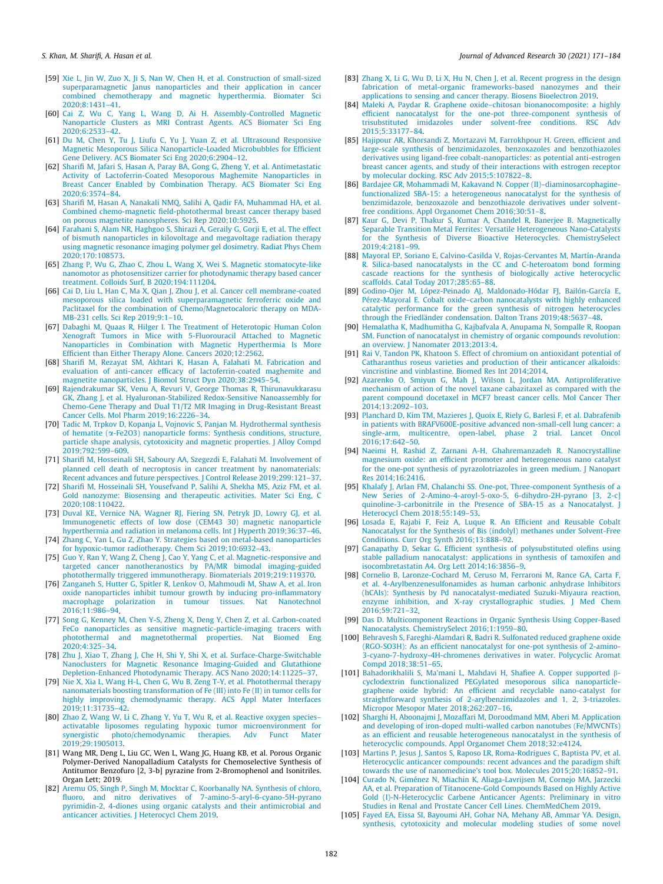[59] Xie L, Jin W, Zuo X, Ji S, Nan W, Chen H, et al. Construction of small-sized superparamagnetic Janus nanoparticles and their application in cancer combined chemotherapy and magnetic hyperthermia. Biomater Sci 2020;8:1431–41.

[60] Cai Z, Wu C, Yang L, Wang D, Ai H. Assembly-Controlled Magnetic Nanoparticle Clusters as MRI Contrast Agents. ACS Biomater Sci Eng 2020;6:2533–42.

[61] Du M, Chen Y, Tu J, Liufu C, Yu J, Yuan Z, et al. Ultrasound Responsive Magnetic Mesoporous Silica Nanoparticle-Loaded Microbubbles for Efficient Gene Delivery. ACS Biomater Sci Eng 2020;6:2904–12.

[62] Sharifi M, Jafari S, Hasan A, Paray BA, Gong G, Zheng Y, et al. Antimetastatic Activity of Lactoferrin-Coated Mesoporous Maghemite Nanoparticles in Breast Cancer Enabled by Combination Therapy. ACS Biomater Sci Eng 2020;6:3574–84.

[63] Sharifi M, Hasan A, Nanakali NMQ, Salihi A, Qadir FA, Muhammad HA, et al. Combined chemo-magnetic field-photothermal breast cancer therapy based on porous magnetite nanospheres. Sci Rep 2020;10:5925.

[64] Farahani S, Alam NR, Haghgoo S, Shirazi A, Geraily G, Gorji E, et al. The effect of bismuth nanoparticles in kilovoltage and megavoltage radiation therapy using magnetic resonance imaging polymer gel dosimetry. Radiat Phys Chem 2020;170:108573.

[65] Zhang P, Wu G, Zhao C, Zhou L, Wang X, Wei S. Magnetic stomatocyte-like nanomotor as photosensitizer carrier for photodynamic therapy based cancer treatment. Colloids Surf, B 2020;194:111204.

[66] Cai D, Liu L, Han C, Ma X, Qian J, Zhou J, et al. Cancer cell membrane-coated mesoporous silica loaded with superparamagnetic ferroferric oxide and Paclitaxel for the combination of Chemo/Magnetocaloric therapy on MDA-MB-231 cells. Sci Rep 2019;9:1–10.

[67] Dabaghi M, Quaas R, Hilger I. The Treatment of Heterotopic Human Colon Xenograft Tumors in Mice with 5-Fluorouracil Attached to Magnetic Nanoparticles in Combination with Magnetic Hyperthermia Is More Efficient than Either Therapy Alone. Cancers 2020;12:2562.

[68] Sharifi M, Rezayat SM, Akhtari K, Hasan A, Falahati M. Fabrication and evaluation of anti-cancer efficacy of lactoferrin-coated maghemite and magnetite nanoparticles. J Biomol Struct Dyn 2020;38:2945–54.

[69] Rajendrakumar SK, Venu A, Revuri V, George Thomas R, Thirunavukkarasu GK, Zhang J, et al. Hyaluronan-Stabilized Redox-Sensitive Nanoassembly for Chemo-Gene Therapy and Dual T1/T2 MR Imaging in Drug-Resistant Breast Cancer Cells. Mol Pharm 2019;16:2226–34.

[70] Tadic M, Trpkov D, Kopanja L, Vojnovic S, Panjan M. Hydrothermal synthesis of hematite ($\alpha$-Fe2O3) nanoparticle forms: Synthesis conditions, structure, particle shape analysis, cytotoxicity and magnetic properties. J Alloy Compd 2019;792:599–609.

[71] Sharifi M, Hosseinali SH, Saboury AA, Szegezdi E, Falahati M. Involvement of planned cell death of necroptosis in cancer treatment by nanomaterials: Recent advances and future perspectives. J Control Release 2019;299:121–37.

[72] Sharifi M, Hosseinali SH, Yousefvand P, Salihi A, Shekha MS, Aziz FM, et al. Gold nanozyme: Biosensing and therapeutic activities. Mater Sci Eng, C 2020;108:110422.

[73] Duval KE, Vernice NA, Wagner RJ, Fiering SN, Petryk JD, Lowry GJ, et al. Immunogenetic effects of low dose (CEM43 30) magnetic nanoparticle hyperthermia and radiation in melanoma cells. Int J Hyperth 2019;36:37–46.

[74] Zhang C, Yan L, Gu Z, Zhao Y. Strategies based on metal-based nanoparticles for hypoxic-tumor radiotherapy. Chem Sci 2019;10:6932–43.

[75] Guo Y, Ran Y, Wang Z, Cheng J, Cao Y, Yang C, et al. Magnetic-responsive and targeted cancer nanotheranostics by PA/MR bimodal imaging-guided photothermally triggered immunotherapy. Biomaterials 2019;219:119370.

[76] Zanganeh S, Hutter G, Spitler R, Lenkov O, Mahmoudi M, Shaw A, et al. Iron oxide nanoparticles inhibit tumour growth by inducing pro-inflammatory macrophage polarization in tumour tissues. Nat Nanotechnol 2016;11:986–94.

[77] Song G, Kenney M, Chen Y-S, Zheng X, Deng Y, Chen Z, et al. Carbon-coated FeCo nanoparticles as sensitive magnetic-particle-imaging tracers with photothermal and magnetothermal properties. Nat Biomed Eng 2020;4:325–34.

[78] Zhu J, Xiao T, Zhang J, Che H, Shi Y, Shi X, et al. Surface-Charge-Switchable Nanoclusters for Magnetic Resonance Imaging-Guided and Glutathione Depletion-Enhanced Photodynamic Therapy. ACS Nano 2020;14:11225–37.

[79] Nie X, Xia L, Wang H-L, Chen G, Wu B, Zeng T-Y, et al. Photothermal therapy nanomaterials boosting transformation of Fe (III) into Fe (II) in tumor cells for highly improving chemodynamic therapy. ACS Appl Mater Interfaces 2019;11:31735–42.

[80] Zhao Z, Wang W, Li C, Zhang Y, Yu T, Wu R, et al. Reactive oxygen species–activatable liposomes regulating hypoxic tumor microenvironment for synergistic photo/chemodynamic therapies. Adv Funct Mater 2019;29:1905013.

[81] Wang MR, Deng L, Liu GC, Wen L, Wang JG, Huang KB, et al. Porous Organic Polymer-Derived Nanopalladium Catalysts for Chemoselective Synthesis of Antitumor Benzofuro [2, 3-b] pyrazine from 2-Bromophenol and Isonitriles. Organ Lett; 2019.

[82] Aremu OS, Singh P, Singh M, Mocktar C, Koorbanally NA. Synthesis of chloro, fluoro, and nitro derivatives of 7-amino-5-aryl-6-cyano-5H-pyrano pyrimidin-2, 4-diones using organic catalysts and their antimicrobial and anticancer activities. J Heterocycl Chem 2019.

[83] Zhang X, Li G, Wu D, Li X, Hu N, Chen J, et al. Recent progress in the design fabrication of metal-organic frameworks-based nanozymes and their applications to sensing and cancer therapy. Biosens Bioelectron 2019.

[84] Maleki A, Paydar R. Graphene oxide–chitosan bionanocomposite: a highly efficient nanocatalyst for the one-pot three-component synthesis of trisubstituted imidazoles under solvent-free conditions. RSC Adv 2015;5:33177–84.

[85] Hajipour AR, Khorsandi Z, Mortazavi M, Farrokhpour H. Green, efficient and large-scale synthesis of benzimidazoles, benzoxazoles and benzothiazoles derivatives using ligand-free cobalt-nanoparticles: as potential anti-estrogen breast cancer agents, and study of their interactions with estrogen receptor by molecular docking. RSC Adv 2015;5:107822–8.

[86] Bardajee GR, Mohammadi M, Kakavand N. Copper (II)–diaminosarcophagine-functionalized SBA-15: a heterogeneous nanocatalyst for the synthesis of benzimidazole, benzoxazole and benzothiazole derivatives under solvent-free conditions. Appl Organomet Chem 2016;30:51–8.

[87] Kaur G, Devi P, Thakur S, Kumar A, Chandel R, Banerjee B. Magnetically Separable Transition Metal Ferrites: Versatile Heterogeneous Nano-Catalysts for the Synthesis of Diverse Bioactive Heterocycles. ChemistrySelect 2019;4:2181–99.

[88] Mayoral EP, Soriano E, Calvino-Casilda V, Rojas-Cervantes M, Martín-Aranda R. Silica-based nanocatalysts in the CC and C-heteroatom bond forming cascade reactions for the synthesis of biologically active heterocyclic scaffolds. Catal Today 2017;285:65–88.

[89] Godino-Ojer M, López-Peinado AJ, Maldonado-Hódar FJ, Bailón-García E, Pérez-Mayoral E. Cobalt oxide–carbon nanocatalysts with highly enhanced catalytic performance for the green synthesis of nitrogen heterocycles through the Friedländer condensation. Dalton Trans 2019;48:5637–48.

[90] Hemalatha K, Madhumitha G, Kajbafvala A, Anupama N, Sompalle R, Roopan SM. Function of nanocatalyst in chemistry of organic compounds revolution: an overview. J Nanomater 2013;2013:4.

[91] Rai V, Tandon PK, Khatoon S. Effect of chromium on antioxidant potential of Catharanthus roseus varieties and production of their anticancer alkaloids: vincristine and vinblastine. Biomed Res Int 2014;2014.

[92] Azarenko O, Smiyun G, Mah J, Wilson L, Jordan MA. Antiproliferative mechanism of action of the novel taxane cabazitaxel as compared with the parent compound docetaxel in MCF7 breast cancer cells. Mol Cancer Ther 2014;13:2092–103.

[93] Planchard D, Kim TM, Mazieres J, Quoix E, Riely G, Barlesi F, et al. Dabrafenib in patients with BRAFV600E-positive advanced non-small-cell lung cancer: a single-arm, multicentre, open-label, phase 2 trial. Lancet Oncol 2016;17:642–50.

[94] Naeimi H, Rashid Z, Zarnani A-H, Ghahremanzadeh R. Nanocrystalline magnesium oxide: an efficient promoter and heterogeneous nano catalyst for the one-pot synthesis of pyrazolotriazoles in green medium. J Nanopart Res 2014;16:2416.

[95] Khalafy J, Arlan FM, Chalanchi SS. One-pot, Three-component Synthesis of a New Series of 2-Amino-4-aroyl-5-oxo-5, 6-dihydro-2H-pyrano [3, 2-c] quinoline-3-carbonitrile in the Presence of SBA-15 as a Nanocatalyst. J Heterocycl Chem 2018;55:149–53.

[96] Losada E, Rajabi F, Feiz A, Luque R. An Efficient and Reusable Cobalt Nanocatalyst for the Synthesis of Bis (indolyl) methanes under Solvent-Free Conditions. Curr Org Synth 2016;13:888–92.

[97] Ganapathy D, Sekar G. Efficient synthesis of polysubstituted olefins using stable palladium nanocatalyst: applications in synthesis of tamoxifen and isocombretastatin A4. Org Lett 2014;16:3856–9.

[98] Cornelio B, Laronze-Cochard M, Ceruso M, Ferraroni M, Rance GA, Carta F, et al. 4-Arylbenzenesulfonamides as human carbonic anhydrase Inhibitors (hCAIs): Synthesis by Pd nanocatalyst-mediated Suzuki-Miyaura reaction, enzyme inhibition, and X-ray crystallographic studies. J Med Chem 2016;59:721–32.

[99] Das D. Multicomponent Reactions in Organic Synthesis Using Copper-Based Nanocatalysts. ChemistrySelect 2016;1:1959–80.

[100] Behravesh S, Fareghi-Alamdari R, Badri R. Sulfonated reduced graphene oxide (RGO-SO3H): As an efficient nanocatalyst for one-pot synthesis of 2-amino-3-cyano-7-hydroxy-4H-chromenes derivatives in water. Polycyclic Aromat Compd 2018;38:51–65.

[101] Bahadorikhalili S, Ma'mani L, Mahdavi H, Shafiee A. Copper supported $\beta$-cyclodextrin functionalized PEGylated mesoporous silica nanoparticle-graphene oxide hybrid: An efficient and recyclable nano-catalyst for straightforward synthesis of 2-arylbenzimidazoles and 1, 2, 3-triazoles. Micropor Mesopor Mater 2018;262:207–16.

[102] Sharghi H, Aboonajmi J, Mozaffari M, Doroodmand MM, Aberi M. Application and developing of iron-doped multi-walled carbon nanotubes (Fe/MWCNTs) as an efficient and reusable heterogeneous nanocatalyst in the synthesis of heterocyclic compounds. Appl Organomet Chem 2018;32:e4124.

[103] Martins P, Jesus J, Santos S, Raposo LR, Roma-Rodrigues C, Baptista PV, et al. Heterocyclic anticancer compounds: recent advances and the paradigm shift towards the use of nanomedicine's tool box. Molecules 2015;20:16852–91.

[104] Curado N, Giménez N, Miachin K, Aliaga-Lavrijsen M, Cornejo MA, Jarzecki AA, et al. Preparation of Titanocene-Gold Compounds Based on Highly Active Gold (I)-N-Heterocyclic Carbene Anticancer Agents: Preliminary in vitro Studies in Renal and Prostate Cancer Cell Lines. ChemMedChem 2019.

[105] Fayed EA, Eissa SI, Bayoumi AH, Gohar NA, Mehany AB, Ammar YA. Design, synthesis, cytotoxicity and molecular modeling studies of some novel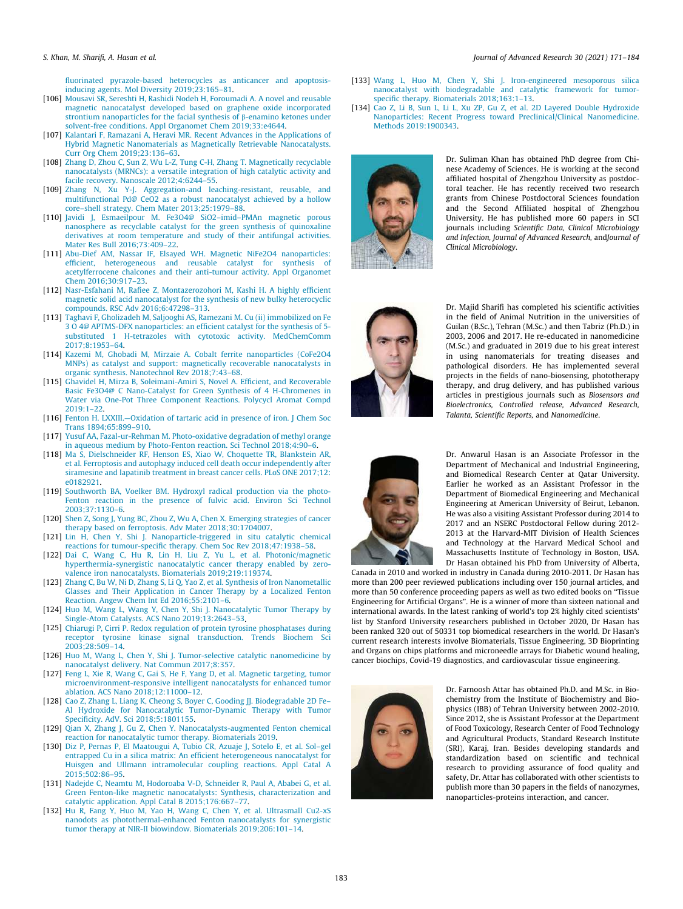fluorinated pyrazole-based heterocycles as anticancer and apoptosis-inducing agents. Mol Diversity 2019;23:165–81.

[106] Mousavi SR, Sereshti H, Rashidi Nodeh H, Foroumadi A. A novel and reusable magnetic nanocatalyst developed based on graphene oxide incorporated strontium nanoparticles for the facial synthesis of β-enamino ketones under solvent-free conditions. Appl Organomet Chem 2019;33:e4644.

[107] Kalantari F, Ramazani A, Heravi MR. Recent Advances in the Applications of Hybrid Magnetic Nanomaterials as Magnetically Retrievable Nanocatalysts. Curr Org Chem 2019;23:136–63.

[108] Zhang D, Zhou C, Sun Z, Wu L-Z, Tung C-H, Zhang T. Magnetically recyclable nanocatalysts (MRNCs): a versatile integration of high catalytic activity and facile recovery. Nanoscale 2012;4:6244–55.

[109] Zhang N, Xu Y-J. Aggregation-and leaching-resistant, reusable, and multifunctional Pd@ CeO2 as a robust nanocatalyst achieved by a hollow core–shell strategy. Chem Mater 2013;25:1979–88.

[110] Javidi J, Esmaeilpour M. Fe3O4@ SiO2–imid–PMAn magnetic porous nanosphere as recyclable catalyst for the green synthesis of quinoxaline derivatives at room temperature and study of their antifungal activities. Mater Res Bull 2016;73:409–22.

[111] Abu-Dief AM, Nassar IF, Elsayed WH. Magnetic NiFe2O4 nanoparticles: efficient, heterogeneous and reusable catalyst for synthesis of acetylferrocene chalcones and their anti-tumour activity. Appl Organomet Chem 2016;30:917–23.

[112] Nasr-Esfahani M, Rafiee Z, Montazerozohori M, Kashi H. A highly efficient magnetic solid acid nanocatalyst for the synthesis of new bulky heterocyclic compounds. RSC Adv 2016;6:47298–313.

[113] Taghavi F, Gholizadeh M, Saljooghi AS, Ramezani M. Cu (ii) immobilized on Fe 3 O 4@ APTMS-DFX nanoparticles: an efficient catalyst for the synthesis of 5-substituted 1 H-tetrazoles with cytotoxic activity. MedChemComm 2017;8:1953–64.

[114] Kazemi M, Ghobadi M, Mirzaie A. Cobalt ferrite nanoparticles (CoFe2O4 MNPs) as catalyst and support: magnetically recoverable nanocatalysts in organic synthesis. Nanotechnol Rev 2018;7:43–68.

[115] Ghavidel H, Mirza B, Soleimani-Amiri S, Novel A. Efficient, and Recoverable Basic Fe3O4@ C Nano-Catalyst for Green Synthesis of 4 H-Chromenes in Water via One-Pot Three Component Reactions. Polycycl Aromat Compd 2019:1–22.

[116] Fenton H. LXXIII.—Oxidation of tartaric acid in presence of iron. J Chem Soc Trans 1894;65:899–910.

[117] Yusuf AA, Fazal-ur-Rehman M. Photo-oxidative degradation of methyl orange in aqueous medium by Photo-Fenton reaction. Sci Technol 2018;4:90–6.

[118] Ma S, Dielschneider RF, Henson ES, Xiao W, Choquette TR, Blankstein AR, et al. Ferroptosis and autophagy induced cell death occur independently after siramesine and lapatinib treatment in breast cancer cells. PLoS ONE 2017;12:e0182921.

[119] Southworth BA, Voelker BM. Hydroxyl radical production via the photo-Fenton reaction in the presence of fulvic acid. Environ Sci Technol 2003;37:1130–6.

[120] Shen Z, Song J, Yung BC, Zhou Z, Wu A, Chen X. Emerging strategies of cancer therapy based on ferroptosis. Adv Mater 2018;30:1704007.

[121] Lin H, Chen Y, Shi J. Nanoparticle-triggered in situ catalytic chemical reactions for tumour-specific therapy. Chem Soc Rev 2018;47:1938–58.

[122] Dai C, Wang C, Hu R, Lin H, Liu Z, Yu L, et al. Photonic/magnetic hyperthermia-synergistic nanocatalytic cancer therapy enabled by zero-valence iron nanocatalysts. Biomaterials 2019;219:119374.

[123] Zhang C, Bu W, Ni D, Zhang S, Li Q, Yao Z, et al. Synthesis of Iron Nanometallic Glasses and Their Application in Cancer Therapy by a Localized Fenton Reaction. Angew Chem Int Ed 2016;55:2101–6.

[124] Huo M, Wang L, Wang Y, Chen Y, Shi J. Nanocatalytic Tumor Therapy by Single-Atom Catalysts. ACS Nano 2019;13:2643–53.

[125] Chiarugi P, Cirri P. Redox regulation of protein tyrosine phosphatases during receptor tyrosine kinase signal transduction. Trends Biochem Sci 2003;28:509–14.

[126] Huo M, Wang L, Chen Y, Shi J. Tumor-selective catalytic nanomedicine by nanocatalyst delivery. Nat Commun 2017;8:357.

[127] Feng L, Xie R, Wang C, Gai S, He F, Yang D, et al. Magnetic targeting, tumor microenvironment-responsive intelligent nanocatalysts for enhanced tumor ablation. ACS Nano 2018;12:11000–12.

[128] Cao Z, Zhang L, Liang K, Cheong S, Boyer C, Gooding JJ. Biodegradable 2D Fe–Al Hydroxide for Nanocatalytic Tumor-Dynamic Therapy with Tumor Specificity. AdV. Sci 2018;5:1801155.

[129] Qian X, Zhang J, Gu Z, Chen Y. Nanocatalysts-augmented Fenton chemical reaction for nanocatalytic tumor therapy. Biomaterials 2019.

[130] Diz P, Pernas P, El Maatougui A, Tubio CR, Azuaje J, Sotelo E, et al. Sol–gel entrapped Cu in a silica matrix: An efficient heterogeneous nanocatalyst for Huisgen and Ullmann intramolecular coupling reactions. Appl Catal A 2015;502:86–95.

[131] Nadejde C, Neamtu M, Hodoroaba V-D, Schneider R, Paul A, Ababei G, et al. Green Fenton-like magnetic nanocatalysts: Synthesis, characterization and catalytic application. Appl Catal B 2015;176:667–77.

[132] Hu R, Fang Y, Huo M, Yao H, Wang C, Chen Y, et al. Ultrasmall Cu2-xS nanodots as photothermal-enhanced Fenton nanocatalysts for synergistic tumor therapy at NIR-II biowindow. Biomaterials 2019;206:101–14.

[133] Wang L, Huo M, Chen Y, Shi J. Iron-engineered mesoporous silica nanocatalyst with biodegradable and catalytic framework for tumor-specific therapy. Biomaterials 2018;163:1–13.

[134] Cao Z, Li B, Sun L, Li L, Xu ZP, Gu Z, et al. 2D Layered Double Hydroxide Nanoparticles: Recent Progress toward Preclinical/Clinical Nanomedicine. Methods 2019:1900343.

Dr. Suliman Khan has obtained PhD degree from Chinese Academy of Sciences. He is working at the second affiliated hospital of Zhengzhou University as postdoctoral teacher. He has recently received two research grants from Chinese Postdoctoral Sciences foundation and the Second Affiliated hospital of Zhengzhou University. He has published more 60 papers in SCI journals including *Scientific Data, Clinical Microbiology and Infection, Journal of Advanced Research*, and*Journal of Clinical Microbiology*.

Dr. Majid Sharifi has completed his scientific activities in the field of Animal Nutrition in the universities of Guilan (B.Sc.), Tehran (M.Sc.) and then Tabriz (Ph.D.) in 2003, 2006 and 2017. He re-educated in nanomedicine (M.Sc.) and graduated in 2019 due to his great interest in using nanomaterials for treating diseases and pathological disorders. He has implemented several projects in the fields of nano-biosensing, phototherapy therapy, and drug delivery, and has published various articles in prestigious journals such as *Biosensors and Bioelectronics, Controlled release, Advanced Research, Talanta, Scientific Reports*, and *Nanomedicine*.

Dr. Anwarul Hasan is an Associate Professor in the Department of Mechanical and Industrial Engineering, and Biomedical Research Center at Qatar University. Earlier he worked as an Assistant Professor in the Department of Biomedical Engineering and Mechanical Engineering at American University of Beirut, Lebanon. He was also a visiting Assistant Professor during 2014 to 2017 and an NSERC Postdoctoral Fellow during 2012-2013 at the Harvard-MIT Division of Health Sciences and Technology at the Harvard Medical School and Massachusetts Institute of Technology in Boston, USA. Dr Hasan obtained his PhD from University of Alberta, Canada in 2010 and worked in industry in Canada during 2010-2011. Dr Hasan has more than 200 peer reviewed publications including over 150 journal articles, and more than 50 conference proceeding papers as well as two edited books on "Tissue Engineering for Artificial Organs". He is a winner of more than sixteen national and international awards. In the latest ranking of world's top 2% highly cited scientists' list by Stanford University researchers published in October 2020, Dr Hasan has been ranked 320 out of 50331 top biomedical researchers in the world. Dr Hasan's current research interests involve Biomaterials, Tissue Engineering, 3D Bioprinting and Organs on chips platforms and microneedle arrays for Diabetic wound healing, cancer biochips, Covid-19 diagnostics, and cardiovascular tissue engineering.

Dr. Farnoosh Attar has obtained Ph.D. and M.Sc. in Biochemistry from the Institute of Biochemistry and Biophysics (IBB) of Tehran University between 2002-2010. Since 2012, she is Assistant Professor at the Department of Food Toxicology, Research Center of Food Technology and Agricultural Products, Standard Research Institute (SRI), Karaj, Iran. Besides developing standards and standardization based on scientific and technical research to providing assurance of food quality and safety, Dr. Attar has collaborated with other scientists to publish more than 30 papers in the fields of nanozymes, nanoparticles-proteins interaction, and cancer.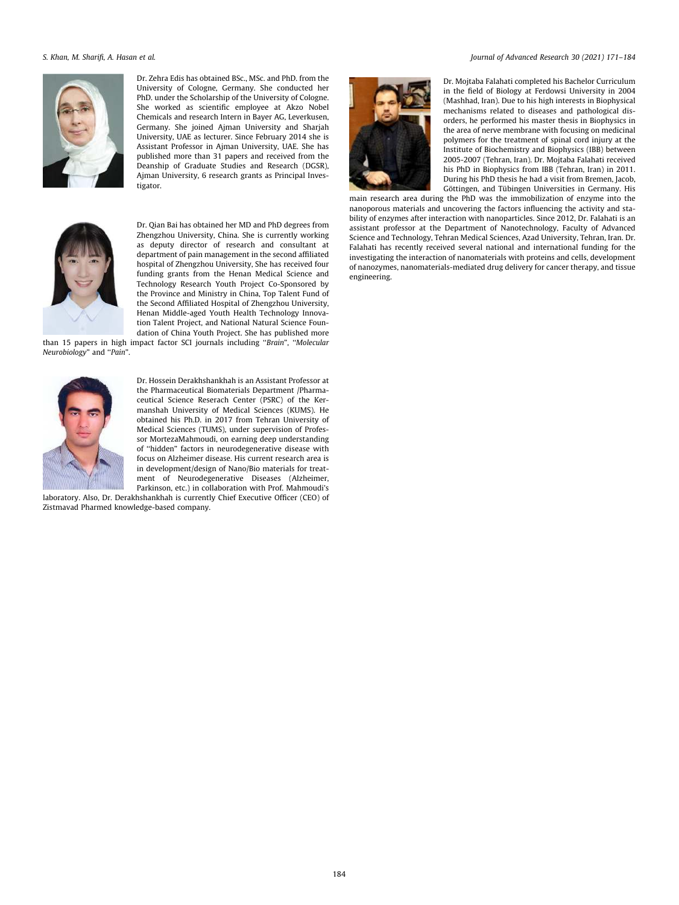Dr. Zehra Edis has obtained BSc., MSc. and PhD. from the University of Cologne, Germany. She conducted her PhD. under the Scholarship of the University of Cologne. She worked as scientific employee at Akzo Nobel Chemicals and research Intern in Bayer AG, Leverkusen, Germany. She joined Ajman University and Sharjah University, UAE as lecturer. Since February 2014 she is Assistant Professor in Ajman University, UAE. She has published more than 31 papers and received from the Deanship of Graduate Studies and Research (DGSR), Ajman University, 6 research grants as Principal Investigator.

Dr. Qian Bai has obtained her MD and PhD degrees from Zhengzhou University, China. She is currently working as deputy director of research and consultant at department of pain management in the second affiliated hospital of Zhengzhou University, She has received four funding grants from the Henan Medical Science and Technology Research Youth Project Co-Sponsored by the Province and Ministry in China, Top Talent Fund of the Second Affiliated Hospital of Zhengzhou University, Henan Middle-aged Youth Health Technology Innovation Talent Project, and National Natural Science Foundation of China Youth Project. She has published more than 15 papers in high impact factor SCI journals including "*Brain*", "*Molecular Neurobiology*" and "*Pain*".

Dr. Hossein Derakhshankhah is an Assistant Professor at the Pharmaceutical Biomaterials Department /Pharmaceutical Science Reserach Center (PSRC) of the Kermanshah University of Medical Sciences (KUMS). He obtained his Ph.D. in 2017 from Tehran University of Medical Sciences (TUMS), under supervision of Professor MortezaMahmoudi, on earning deep understanding of "hidden" factors in neurodegenerative disease with focus on Alzheimer disease. His current research area is in development/design of Nano/Bio materials for treatment of Neurodegenerative Diseases (Alzheimer, Parkinson, etc.) in collaboration with Prof. Mahmoudi's laboratory. Also, Dr. Derakhshankhah is currently Chief Executive Officer (CEO) of Zistmavad Pharmed knowledge-based company.

Dr. Mojtaba Falahati completed his Bachelor Curriculum in the field of Biology at Ferdowsi University in 2004 (Mashhad, Iran). Due to his high interests in Biophysical mechanisms related to diseases and pathological disorders, he performed his master thesis in Biophysics in the area of nerve membrane with focusing on medicinal polymers for the treatment of spinal cord injury at the Institute of Biochemistry and Biophysics (IBB) between 2005-2007 (Tehran, Iran). Dr. Mojtaba Falahati received his PhD in Biophysics from IBB (Tehran, Iran) in 2011. During his PhD thesis he had a visit from Bremen, Jacob, Göttingen, and Tübingen Universities in Germany. His main research area during the PhD was the immobilization of enzyme into the nanoporous materials and uncovering the factors influencing the activity and stability of enzymes after interaction with nanoparticles. Since 2012, Dr. Falahati is an assistant professor at the Department of Nanotechnology, Faculty of Advanced Science and Technology, Tehran Medical Sciences, Azad University, Tehran, Iran. Dr. Falahati has recently received several national and international funding for the investigating the interaction of nanomaterials with proteins and cells, development of nanozymes, nanomaterials-mediated drug delivery for cancer therapy, and tissue engineering.